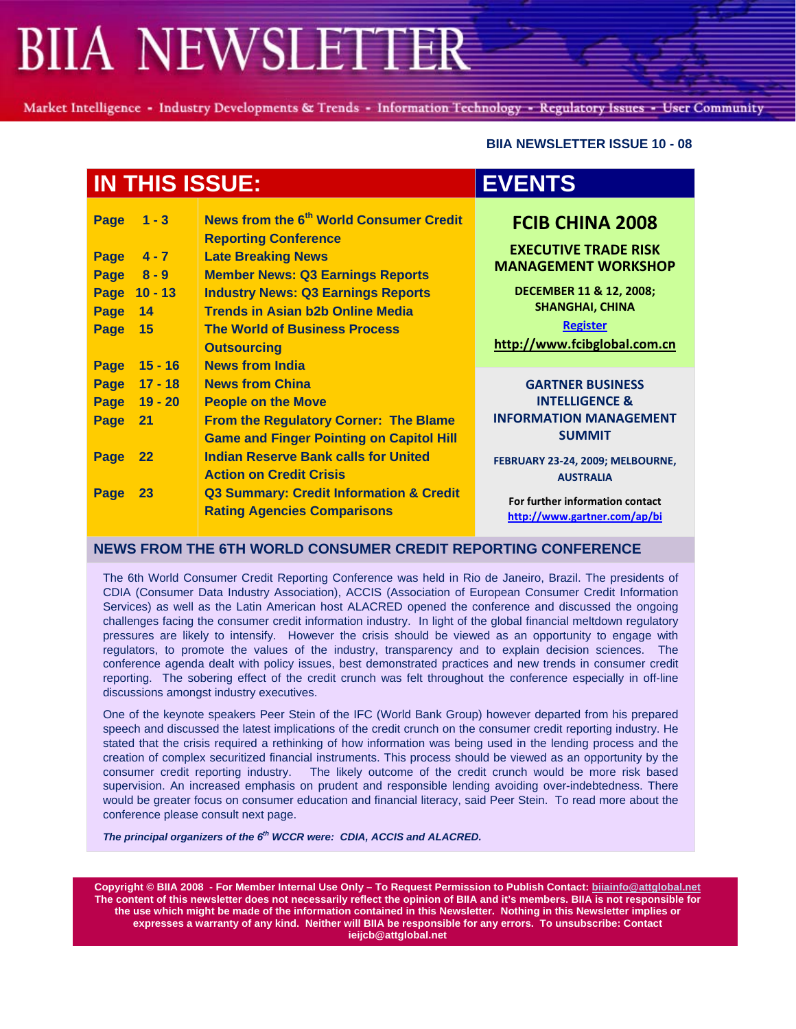# BIIA NEWSLETTER

Market Intelligence - Industry Developments & Trends - Information Technology - Regulatory Issues - User Community

**BIIA NEWSLETTER ISSUE 10 - 08**

## IN THIS ISSUE:

| Page | Topic |
|---|---|
| Page 1 - 3 | News from the 6th World Consumer Credit Reporting Conference |
| Page 4 - 7 | Late Breaking News |
| Page 8 - 9 | Member News: Q3 Earnings Reports |
| Page 10 - 13 | Industry News: Q3 Earnings Reports |
| Page 14 | Trends in Asian b2b Online Media |
| Page 15 | The World of Business Process Outsourcing |
| Page 15 - 16 | News from India |
| Page 17 - 18 | News from China |
| Page 19 - 20 | People on the Move |
| Page 21 | From the Regulatory Corner: The Blame Game and Finger Pointing on Capitol Hill |
| Page 22 | Indian Reserve Bank calls for United Action on Credit Crisis |
| Page 23 | Q3 Summary: Credit Information & Credit Rating Agencies Comparisons |

## EVENTS

**FCIB CHINA 2008**

**EXECUTIVE TRADE RISK MANAGEMENT WORKSHOP**

**DECEMBER 11 & 12, 2008; SHANGHAI, CHINA**

Register

http://www.fcibglobal.com.cn

**GARTNER BUSINESS INTELLIGENCE & INFORMATION MANAGEMENT SUMMIT**

**FEBRUARY 23-24, 2009; MELBOURNE, AUSTRALIA**

For further information contact http://www.gartner.com/ap/bi

## NEWS FROM THE 6TH WORLD CONSUMER CREDIT REPORTING CONFERENCE

The 6th World Consumer Credit Reporting Conference was held in Rio de Janeiro, Brazil. The presidents of CDIA (Consumer Data Industry Association), ACCIS (Association of European Consumer Credit Information Services) as well as the Latin American host ALACRED opened the conference and discussed the ongoing challenges facing the consumer credit information industry. In light of the global financial meltdown regulatory pressures are likely to intensify. However the crisis should be viewed as an opportunity to engage with regulators, to promote the values of the industry, transparency and to explain decision sciences. The conference agenda dealt with policy issues, best demonstrated practices and new trends in consumer credit reporting. The sobering effect of the credit crunch was felt throughout the conference especially in off-line discussions amongst industry executives.

One of the keynote speakers Peer Stein of the IFC (World Bank Group) however departed from his prepared speech and discussed the latest implications of the credit crunch on the consumer credit reporting industry. He stated that the crisis required a rethinking of how information was being used in the lending process and the creation of complex securitized financial instruments. This process should be viewed as an opportunity by the consumer credit reporting industry. The likely outcome of the credit crunch would be more risk based supervision. An increased emphasis on prudent and responsible lending avoiding over-indebtedness. There would be greater focus on consumer education and financial literacy, said Peer Stein. To read more about the conference please consult next page.

***The principal organizers of the 6th WCCR were: CDIA, ACCIS and ALACRED.***

**Copyright © BIIA 2008 - For Member Internal Use Only – To Request Permission to Publish Contact: biiainfo@attglobal.net The content of this newsletter does not necessarily reflect the opinion of BIIA and it's members. BIIA is not responsible for the use which might be made of the information contained in this Newsletter. Nothing in this Newsletter implies or expresses a warranty of any kind. Neither will BIIA be responsible for any errors. To unsubscribe: Contact ieijcb@attglobal.net**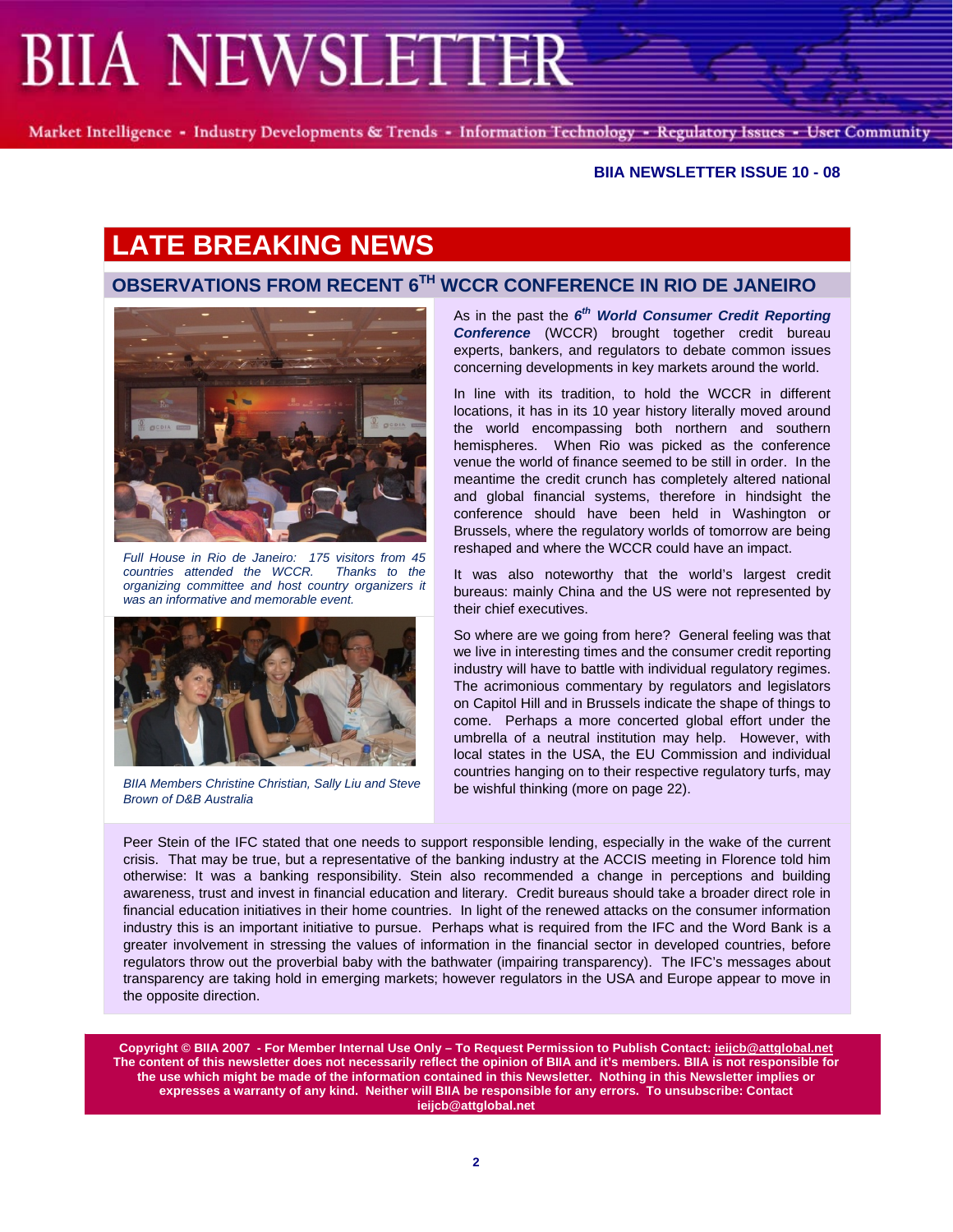# BIIA NEWSLETTER

Market Intelligence - Industry Developments & Trends - Information Technology - Regulatory Issues - User Community

**BIIA NEWSLETTER ISSUE 10 - 08**

## LATE BREAKING NEWS

### OBSERVATIONS FROM RECENT 6TH WCCR CONFERENCE IN RIO DE JANEIRO

*Full House in Rio de Janeiro: 175 visitors from 45 countries attended the WCCR. Thanks to the organizing committee and host country organizers it was an informative and memorable event.*

*BIIA Members Christine Christian, Sally Liu and Steve Brown of D&B Australia*

As in the past the ***6th World Consumer Credit Reporting Conference*** (WCCR) brought together credit bureau experts, bankers, and regulators to debate common issues concerning developments in key markets around the world.

In line with its tradition, to hold the WCCR in different locations, it has in its 10 year history literally moved around the world encompassing both northern and southern hemispheres. When Rio was picked as the conference venue the world of finance seemed to be still in order. In the meantime the credit crunch has completely altered national and global financial systems, therefore in hindsight the conference should have been held in Washington or Brussels, where the regulatory worlds of tomorrow are being reshaped and where the WCCR could have an impact.

It was also noteworthy that the world's largest credit bureaus: mainly China and the US were not represented by their chief executives.

So where are we going from here? General feeling was that we live in interesting times and the consumer credit reporting industry will have to battle with individual regulatory regimes. The acrimonious commentary by regulators and legislators on Capitol Hill and in Brussels indicate the shape of things to come. Perhaps a more concerted global effort under the umbrella of a neutral institution may help. However, with local states in the USA, the EU Commission and individual countries hanging on to their respective regulatory turfs, may be wishful thinking (more on page 22).

Peer Stein of the IFC stated that one needs to support responsible lending, especially in the wake of the current crisis. That may be true, but a representative of the banking industry at the ACCIS meeting in Florence told him otherwise: It was a banking responsibility. Stein also recommended a change in perceptions and building awareness, trust and invest in financial education and literary. Credit bureaus should take a broader direct role in financial education initiatives in their home countries. In light of the renewed attacks on the consumer information industry this is an important initiative to pursue. Perhaps what is required from the IFC and the Word Bank is a greater involvement in stressing the values of information in the financial sector in developed countries, before regulators throw out the proverbial baby with the bathwater (impairing transparency). The IFC's messages about transparency are taking hold in emerging markets; however regulators in the USA and Europe appear to move in the opposite direction.

**Copyright © BIIA 2007 - For Member Internal Use Only – To Request Permission to Publish Contact: ieijcb@attglobal.net The content of this newsletter does not necessarily reflect the opinion of BIIA and it's members. BIIA is not responsible for the use which might be made of the information contained in this Newsletter. Nothing in this Newsletter implies or expresses a warranty of any kind. Neither will BIIA be responsible for any errors. To unsubscribe: Contact ieijcb@attglobal.net**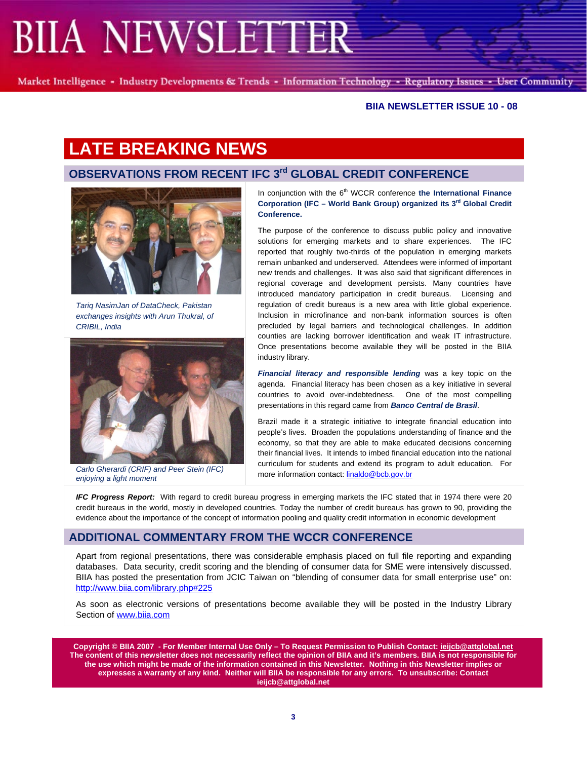# LATE BREAKING NEWS

## OBSERVATIONS FROM RECENT IFC 3rd GLOBAL CREDIT CONFERENCE

*Tariq NasimJan of DataCheck, Pakistan exchanges insights with Arun Thukral, of CRIBIL, India*

*Carlo Gherardi (CRIF) and Peer Stein (IFC) enjoying a light moment*

In conjunction with the 6th WCCR conference **the International Finance Corporation (IFC – World Bank Group) organized its 3rd Global Credit Conference.**

The purpose of the conference to discuss public policy and innovative solutions for emerging markets and to share experiences. The IFC reported that roughly two-thirds of the population in emerging markets remain unbanked and underserved. Attendees were informed of important new trends and challenges. It was also said that significant differences in regional coverage and development persists. Many countries have introduced mandatory participation in credit bureaus. Licensing and regulation of credit bureaus is a new area with little global experience. Inclusion in microfinance and non-bank information sources is often precluded by legal barriers and technological challenges. In addition counties are lacking borrower identification and weak IT infrastructure. Once presentations become available they will be posted in the BIIA industry library.

***Financial literacy and responsible lending*** was a key topic on the agenda. Financial literacy has been chosen as a key initiative in several countries to avoid over-indebtedness. One of the most compelling presentations in this regard came from ***Banco Central de Brasil***.

Brazil made it a strategic initiative to integrate financial education into people's lives. Broaden the populations understanding of finance and the economy, so that they are able to make educated decisions concerning their financial lives. It intends to imbed financial education into the national curriculum for students and extend its program to adult education. For more information contact: linaldo@bcb.gov.br

***IFC Progress Report:*** With regard to credit bureau progress in emerging markets the IFC stated that in 1974 there were 20 credit bureaus in the world, mostly in developed countries. Today the number of credit bureaus has grown to 90, providing the evidence about the importance of the concept of information pooling and quality credit information in economic development

## ADDITIONAL COMMENTARY FROM THE WCCR CONFERENCE

Apart from regional presentations, there was considerable emphasis placed on full file reporting and expanding databases. Data security, credit scoring and the blending of consumer data for SME were intensively discussed. BIIA has posted the presentation from JCIC Taiwan on "blending of consumer data for small enterprise use" on: http://www.biia.com/library.php#225

As soon as electronic versions of presentations become available they will be posted in the Industry Library Section of www.biia.com

**Copyright © BIIA 2007 - For Member Internal Use Only – To Request Permission to Publish Contact: ieijcb@attglobal.net The content of this newsletter does not necessarily reflect the opinion of BIIA and it's members. BIIA is not responsible for the use which might be made of the information contained in this Newsletter. Nothing in this Newsletter implies or expresses a warranty of any kind. Neither will BIIA be responsible for any errors. To unsubscribe: Contact ieijcb@attglobal.net**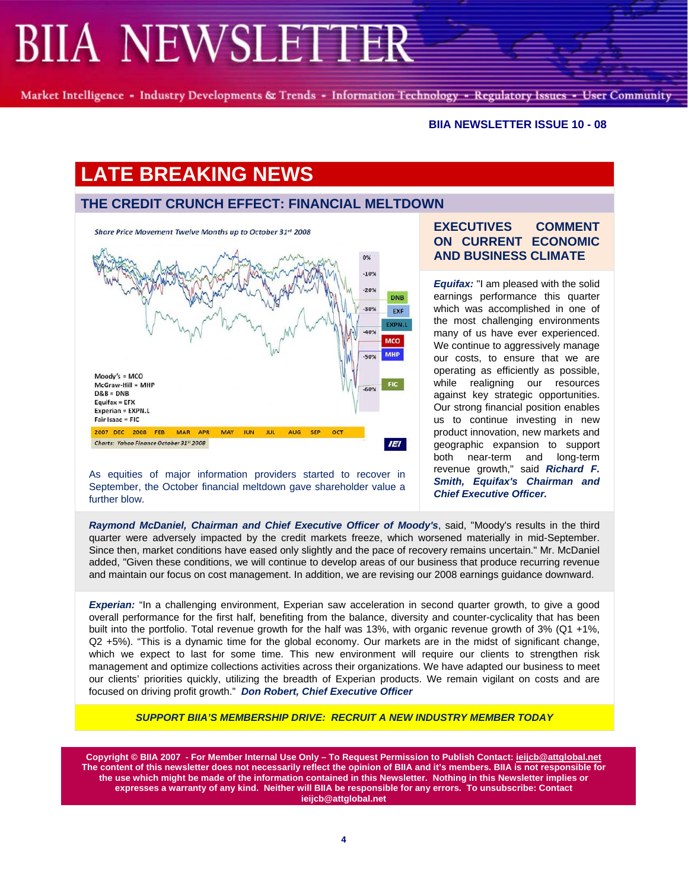BIIA NEWSLETTER ISSUE 10 - 08

# LATE BREAKING NEWS

## THE CREDIT CRUNCH EFFECT: FINANCIAL MELTDOWN

Share Price Movement Twelve Months up to October 31st 2008

Moody's = MCO
McGraw-Hill = MHP
D&B = DNB
Equifax = EFX
Experian = EXPN.L
Fair Isaac = FIC

Charts: Yahoo Finance October 31st 2008

As equities of major information providers started to recover in September, the October financial meltdown gave shareholder value a further blow.

### EXECUTIVES COMMENT ON CURRENT ECONOMIC AND BUSINESS CLIMATE

***Equifax:*** "I am pleased with the solid earnings performance this quarter which was accomplished in one of the most challenging environments many of us have ever experienced. We continue to aggressively manage our costs, to ensure that we are operating as efficiently as possible, while realigning our resources against key strategic opportunities. Our strong financial position enables us to continue investing in new product innovation, new markets and geographic expansion to support both near-term and long-term revenue growth," said ***Richard F. Smith, Equifax's Chairman and Chief Executive Officer.***

***Raymond McDaniel, Chairman and Chief Executive Officer of Moody's***, said, "Moody's results in the third quarter were adversely impacted by the credit markets freeze, which worsened materially in mid-September. Since then, market conditions have eased only slightly and the pace of recovery remains uncertain." Mr. McDaniel added, "Given these conditions, we will continue to develop areas of our business that produce recurring revenue and maintain our focus on cost management. In addition, we are revising our 2008 earnings guidance downward.

***Experian:*** "In a challenging environment, Experian saw acceleration in second quarter growth, to give a good overall performance for the first half, benefiting from the balance, diversity and counter-cyclicality that has been built into the portfolio. Total revenue growth for the half was 13%, with organic revenue growth of 3% (Q1 +1%, Q2 +5%). "This is a dynamic time for the global economy. Our markets are in the midst of significant change, which we expect to last for some time. This new environment will require our clients to strengthen risk management and optimize collections activities across their organizations. We have adapted our business to meet our clients' priorities quickly, utilizing the breadth of Experian products. We remain vigilant on costs and are focused on driving profit growth." ***Don Robert, Chief Executive Officer***

***SUPPORT BIIA'S MEMBERSHIP DRIVE: RECRUIT A NEW INDUSTRY MEMBER TODAY***

**Copyright © BIIA 2007 - For Member Internal Use Only – To Request Permission to Publish Contact: ieijcb@attglobal.net The content of this newsletter does not necessarily reflect the opinion of BIIA and it's members. BIIA is not responsible for the use which might be made of the information contained in this Newsletter. Nothing in this Newsletter implies or expresses a warranty of any kind. Neither will BIIA be responsible for any errors. To unsubscribe: Contact ieijcb@attglobal.net**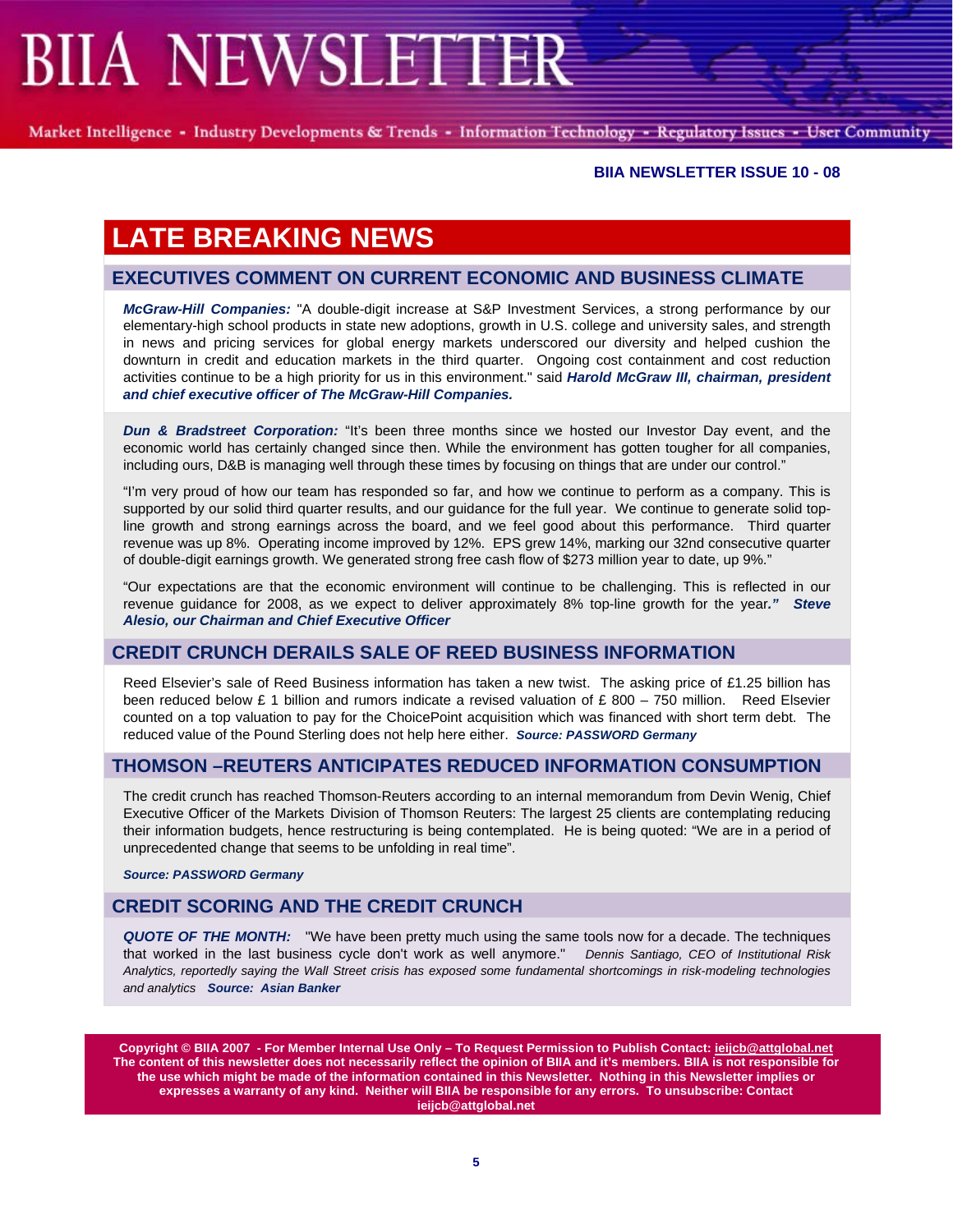**BIIA NEWSLETTER ISSUE 10 - 08**

# LATE BREAKING NEWS

## EXECUTIVES COMMENT ON CURRENT ECONOMIC AND BUSINESS CLIMATE

***McGraw-Hill Companies:*** "A double-digit increase at S&P Investment Services, a strong performance by our elementary-high school products in state new adoptions, growth in U.S. college and university sales, and strength in news and pricing services for global energy markets underscored our diversity and helped cushion the downturn in credit and education markets in the third quarter. Ongoing cost containment and cost reduction activities continue to be a high priority for us in this environment." said ***Harold McGraw III, chairman, president and chief executive officer of The McGraw-Hill Companies.***

***Dun & Bradstreet Corporation:*** "It's been three months since we hosted our Investor Day event, and the economic world has certainly changed since then. While the environment has gotten tougher for all companies, including ours, D&B is managing well through these times by focusing on things that are under our control."

"I'm very proud of how our team has responded so far, and how we continue to perform as a company. This is supported by our solid third quarter results, and our guidance for the full year. We continue to generate solid top-line growth and strong earnings across the board, and we feel good about this performance. Third quarter revenue was up 8%. Operating income improved by 12%. EPS grew 14%, marking our 32nd consecutive quarter of double-digit earnings growth. We generated strong free cash flow of $273 million year to date, up 9%."

"Our expectations are that the economic environment will continue to be challenging. This is reflected in our revenue guidance for 2008, as we expect to deliver approximately 8% top-line growth for the year." ***Steve Alesio, our Chairman and Chief Executive Officer***

## CREDIT CRUNCH DERAILS SALE OF REED BUSINESS INFORMATION

Reed Elsevier's sale of Reed Business information has taken a new twist. The asking price of £1.25 billion has been reduced below £ 1 billion and rumors indicate a revised valuation of £ 800 – 750 million. Reed Elsevier counted on a top valuation to pay for the ChoicePoint acquisition which was financed with short term debt. The reduced value of the Pound Sterling does not help here either. ***Source: PASSWORD Germany***

## THOMSON –REUTERS ANTICIPATES REDUCED INFORMATION CONSUMPTION

The credit crunch has reached Thomson-Reuters according to an internal memorandum from Devin Wenig, Chief Executive Officer of the Markets Division of Thomson Reuters: The largest 25 clients are contemplating reducing their information budgets, hence restructuring is being contemplated. He is being quoted: "We are in a period of unprecedented change that seems to be unfolding in real time".

***Source: PASSWORD Germany***

## CREDIT SCORING AND THE CREDIT CRUNCH

***QUOTE OF THE MONTH:*** "We have been pretty much using the same tools now for a decade. The techniques that worked in the last business cycle don't work as well anymore." *Dennis Santiago, CEO of Institutional Risk Analytics, reportedly saying the Wall Street crisis has exposed some fundamental shortcomings in risk-modeling technologies and analytics* ***Source: Asian Banker***

**Copyright © BIIA 2007 - For Member Internal Use Only – To Request Permission to Publish Contact: ieijcb@attglobal.net The content of this newsletter does not necessarily reflect the opinion of BIIA and it's members. BIIA is not responsible for the use which might be made of the information contained in this Newsletter. Nothing in this Newsletter implies or expresses a warranty of any kind. Neither will BIIA be responsible for any errors. To unsubscribe: Contact ieijcb@attglobal.net**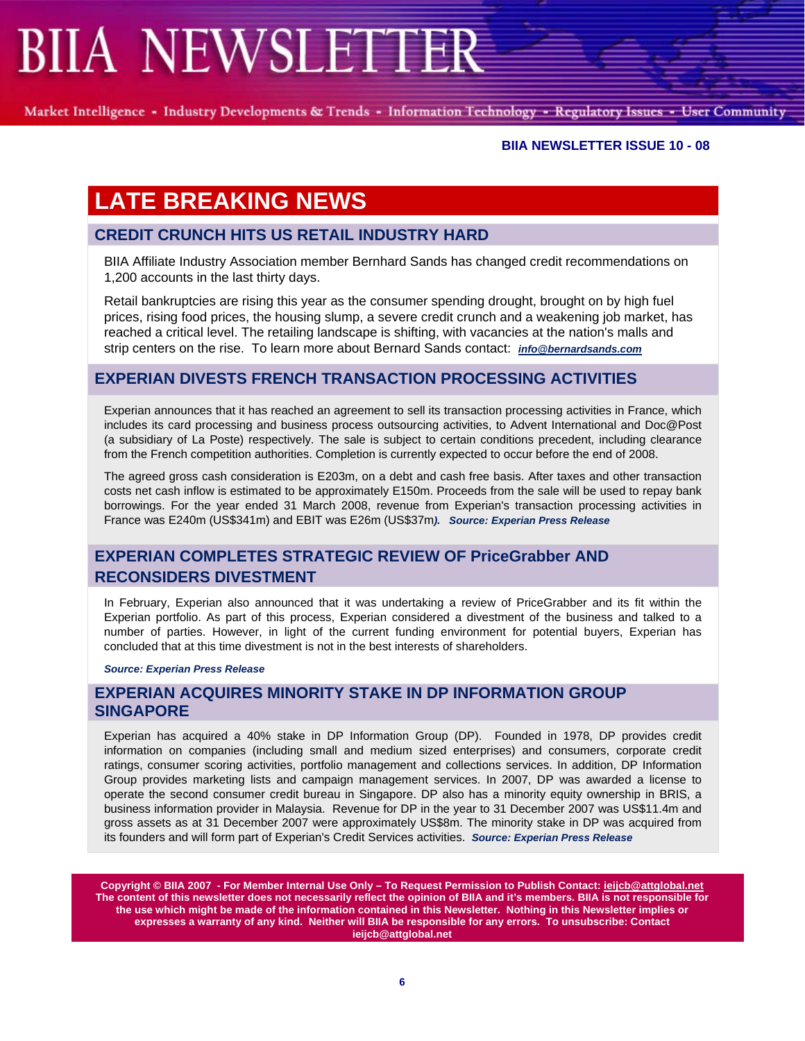# LATE BREAKING NEWS

## CREDIT CRUNCH HITS US RETAIL INDUSTRY HARD

BIIA Affiliate Industry Association member Bernhard Sands has changed credit recommendations on 1,200 accounts in the last thirty days.

Retail bankruptcies are rising this year as the consumer spending drought, brought on by high fuel prices, rising food prices, the housing slump, a severe credit crunch and a weakening job market, has reached a critical level. The retailing landscape is shifting, with vacancies at the nation's malls and strip centers on the rise. To learn more about Bernard Sands contact: ***info@bernardsands.com***

## EXPERIAN DIVESTS FRENCH TRANSACTION PROCESSING ACTIVITIES

Experian announces that it has reached an agreement to sell its transaction processing activities in France, which includes its card processing and business process outsourcing activities, to Advent International and Doc@Post (a subsidiary of La Poste) respectively. The sale is subject to certain conditions precedent, including clearance from the French competition authorities. Completion is currently expected to occur before the end of 2008.

The agreed gross cash consideration is E203m, on a debt and cash free basis. After taxes and other transaction costs net cash inflow is estimated to be approximately E150m. Proceeds from the sale will be used to repay bank borrowings. For the year ended 31 March 2008, revenue from Experian's transaction processing activities in France was E240m (US$341m) and EBIT was E26m (US$37m***). Source: Experian Press Release***

## EXPERIAN COMPLETES STRATEGIC REVIEW OF PriceGrabber AND RECONSIDERS DIVESTMENT

In February, Experian also announced that it was undertaking a review of PriceGrabber and its fit within the Experian portfolio. As part of this process, Experian considered a divestment of the business and talked to a number of parties. However, in light of the current funding environment for potential buyers, Experian has concluded that at this time divestment is not in the best interests of shareholders.

***Source: Experian Press Release***

## EXPERIAN ACQUIRES MINORITY STAKE IN DP INFORMATION GROUP SINGAPORE

Experian has acquired a 40% stake in DP Information Group (DP). Founded in 1978, DP provides credit information on companies (including small and medium sized enterprises) and consumers, corporate credit ratings, consumer scoring activities, portfolio management and collections services. In addition, DP Information Group provides marketing lists and campaign management services. In 2007, DP was awarded a license to operate the second consumer credit bureau in Singapore. DP also has a minority equity ownership in BRIS, a business information provider in Malaysia. Revenue for DP in the year to 31 December 2007 was US$11.4m and gross assets as at 31 December 2007 were approximately US$8m. The minority stake in DP was acquired from its founders and will form part of Experian's Credit Services activities. ***Source: Experian Press Release***

**Copyright © BIIA 2007 - For Member Internal Use Only – To Request Permission to Publish Contact: ieijcb@attglobal.net The content of this newsletter does not necessarily reflect the opinion of BIIA and it's members. BIIA is not responsible for the use which might be made of the information contained in this Newsletter. Nothing in this Newsletter implies or expresses a warranty of any kind. Neither will BIIA be responsible for any errors. To unsubscribe: Contact ieijcb@attglobal.net**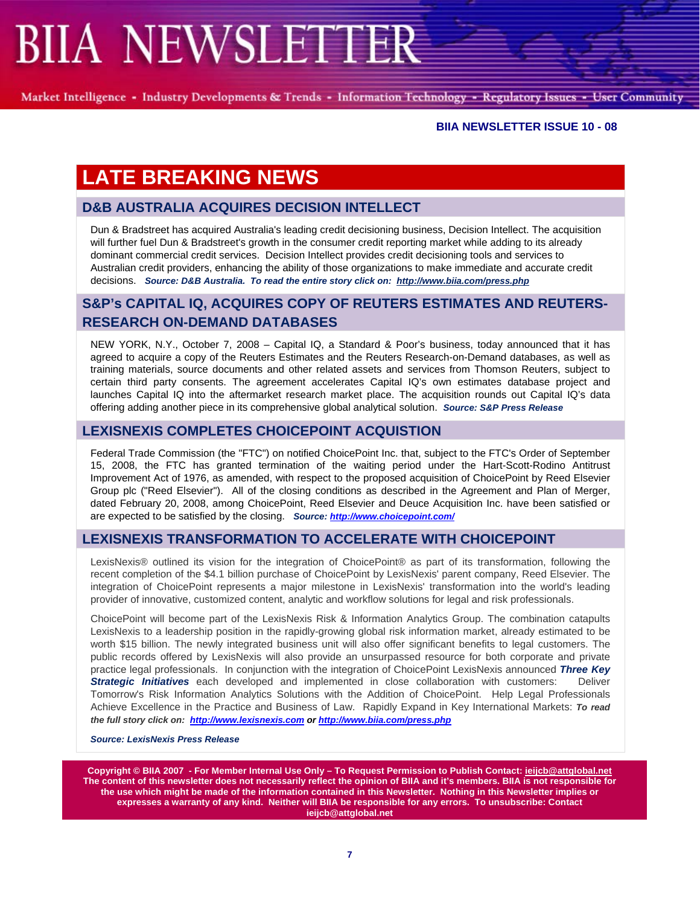**BIIA NEWSLETTER ISSUE 10 - 08**

# LATE BREAKING NEWS

## D&B AUSTRALIA ACQUIRES DECISION INTELLECT

Dun & Bradstreet has acquired Australia's leading credit decisioning business, Decision Intellect. The acquisition will further fuel Dun & Bradstreet's growth in the consumer credit reporting market while adding to its already dominant commercial credit services. Decision Intellect provides credit decisioning tools and services to Australian credit providers, enhancing the ability of those organizations to make immediate and accurate credit decisions. ***Source: D&B Australia. To read the entire story click on: http://www.biia.com/press.php***

## S&P's CAPITAL IQ, ACQUIRES COPY OF REUTERS ESTIMATES AND REUTERS-RESEARCH ON-DEMAND DATABASES

NEW YORK, N.Y., October 7, 2008 – Capital IQ, a Standard & Poor's business, today announced that it has agreed to acquire a copy of the Reuters Estimates and the Reuters Research-on-Demand databases, as well as training materials, source documents and other related assets and services from Thomson Reuters, subject to certain third party consents. The agreement accelerates Capital IQ's own estimates database project and launches Capital IQ into the aftermarket research market place. The acquisition rounds out Capital IQ's data offering adding another piece in its comprehensive global analytical solution. ***Source: S&P Press Release***

## LEXISNEXIS COMPLETES CHOICEPOINT ACQUISTION

Federal Trade Commission (the "FTC") on notified ChoicePoint Inc. that, subject to the FTC's Order of September 15, 2008, the FTC has granted termination of the waiting period under the Hart-Scott-Rodino Antitrust Improvement Act of 1976, as amended, with respect to the proposed acquisition of ChoicePoint by Reed Elsevier Group plc ("Reed Elsevier"). All of the closing conditions as described in the Agreement and Plan of Merger, dated February 20, 2008, among ChoicePoint, Reed Elsevier and Deuce Acquisition Inc. have been satisfied or are expected to be satisfied by the closing. ***Source: http://www.choicepoint.com/***

## LEXISNEXIS TRANSFORMATION TO ACCELERATE WITH CHOICEPOINT

LexisNexis® outlined its vision for the integration of ChoicePoint® as part of its transformation, following the recent completion of the $4.1 billion purchase of ChoicePoint by LexisNexis' parent company, Reed Elsevier. The integration of ChoicePoint represents a major milestone in LexisNexis' transformation into the world's leading provider of innovative, customized content, analytic and workflow solutions for legal and risk professionals.

ChoicePoint will become part of the LexisNexis Risk & Information Analytics Group. The combination catapults LexisNexis to a leadership position in the rapidly-growing global risk information market, already estimated to be worth $15 billion. The newly integrated business unit will also offer significant benefits to legal customers. The public records offered by LexisNexis will also provide an unsurpassed resource for both corporate and private practice legal professionals. In conjunction with the integration of ChoicePoint LexisNexis announced ***Three Key Strategic Initiatives*** each developed and implemented in close collaboration with customers: Deliver Tomorrow's Risk Information Analytics Solutions with the Addition of ChoicePoint. Help Legal Professionals Achieve Excellence in the Practice and Business of Law. Rapidly Expand in Key International Markets: ***To read the full story click on: http://www.lexisnexis.com or http://www.biia.com/press.php***

***Source: LexisNexis Press Release***

**Copyright © BIIA 2007 - For Member Internal Use Only – To Request Permission to Publish Contact: ieijcb@attglobal.net The content of this newsletter does not necessarily reflect the opinion of BIIA and it's members. BIIA is not responsible for the use which might be made of the information contained in this Newsletter. Nothing in this Newsletter implies or expresses a warranty of any kind. Neither will BIIA be responsible for any errors. To unsubscribe: Contact ieijcb@attglobal.net**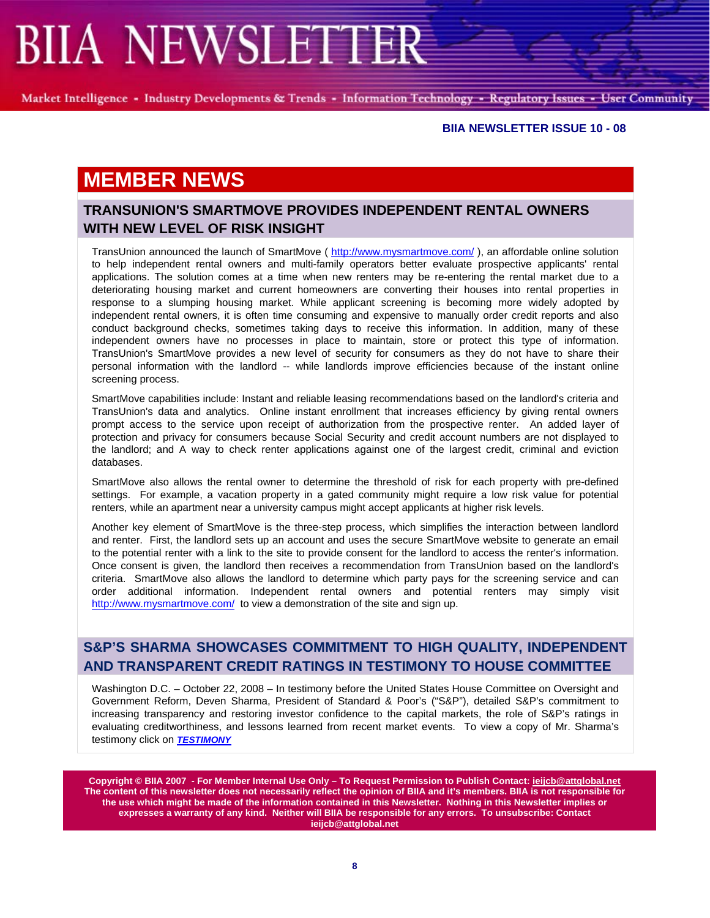# MEMBER NEWS

## TRANSUNION'S SMARTMOVE PROVIDES INDEPENDENT RENTAL OWNERS WITH NEW LEVEL OF RISK INSIGHT

TransUnion announced the launch of SmartMove ( http://www.mysmartmove.com/ ), an affordable online solution to help independent rental owners and multi-family operators better evaluate prospective applicants' rental applications. The solution comes at a time when new renters may be re-entering the rental market due to a deteriorating housing market and current homeowners are converting their houses into rental properties in response to a slumping housing market. While applicant screening is becoming more widely adopted by independent rental owners, it is often time consuming and expensive to manually order credit reports and also conduct background checks, sometimes taking days to receive this information. In addition, many of these independent owners have no processes in place to maintain, store or protect this type of information. TransUnion's SmartMove provides a new level of security for consumers as they do not have to share their personal information with the landlord -- while landlords improve efficiencies because of the instant online screening process.

SmartMove capabilities include: Instant and reliable leasing recommendations based on the landlord's criteria and TransUnion's data and analytics. Online instant enrollment that increases efficiency by giving rental owners prompt access to the service upon receipt of authorization from the prospective renter. An added layer of protection and privacy for consumers because Social Security and credit account numbers are not displayed to the landlord; and A way to check renter applications against one of the largest credit, criminal and eviction databases.

SmartMove also allows the rental owner to determine the threshold of risk for each property with pre-defined settings. For example, a vacation property in a gated community might require a low risk value for potential renters, while an apartment near a university campus might accept applicants at higher risk levels.

Another key element of SmartMove is the three-step process, which simplifies the interaction between landlord and renter. First, the landlord sets up an account and uses the secure SmartMove website to generate an email to the potential renter with a link to the site to provide consent for the landlord to access the renter's information. Once consent is given, the landlord then receives a recommendation from TransUnion based on the landlord's criteria. SmartMove also allows the landlord to determine which party pays for the screening service and can order additional information. Independent rental owners and potential renters may simply visit http://www.mysmartmove.com/ to view a demonstration of the site and sign up.

## S&P'S SHARMA SHOWCASES COMMITMENT TO HIGH QUALITY, INDEPENDENT AND TRANSPARENT CREDIT RATINGS IN TESTIMONY TO HOUSE COMMITTEE

Washington D.C. – October 22, 2008 – In testimony before the United States House Committee on Oversight and Government Reform, Deven Sharma, President of Standard & Poor's ("S&P"), detailed S&P's commitment to increasing transparency and restoring investor confidence to the capital markets, the role of S&P's ratings in evaluating creditworthiness, and lessons learned from recent market events. To view a copy of Mr. Sharma's testimony click on ***TESTIMONY***

**Copyright © BIIA 2007 - For Member Internal Use Only – To Request Permission to Publish Contact: ieijcb@attglobal.net
The content of this newsletter does not necessarily reflect the opinion of BIIA and it's members. BIIA is not responsible for the use which might be made of the information contained in this Newsletter. Nothing in this Newsletter implies or expresses a warranty of any kind. Neither will BIIA be responsible for any errors. To unsubscribe: Contact ieijcb@attglobal.net**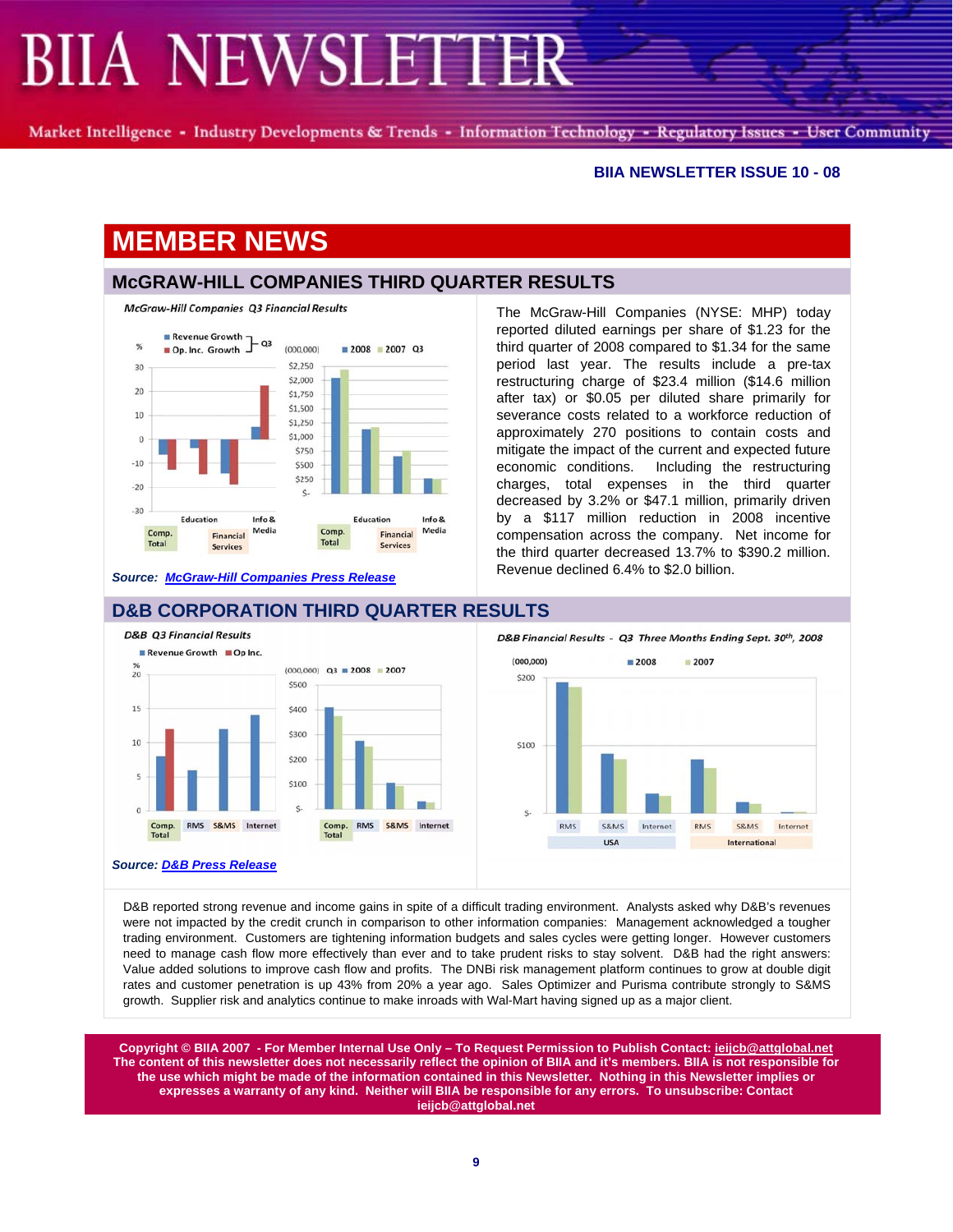# MEMBER NEWS

## McGRAW-HILL COMPANIES THIRD QUARTER RESULTS

*McGraw-Hill Companies Q3 Financial Results*

**Source:** **McGraw-Hill Companies Press Release**

The McGraw-Hill Companies (NYSE: MHP) today reported diluted earnings per share of $1.23 for the third quarter of 2008 compared to $1.34 for the same period last year. The results include a pre-tax restructuring charge of $23.4 million ($14.6 million after tax) or $0.05 per diluted share primarily for severance costs related to a workforce reduction of approximately 270 positions to contain costs and mitigate the impact of the current and expected future economic conditions. Including the restructuring charges, total expenses in the third quarter decreased by 3.2% or $47.1 million, primarily driven by a $117 million reduction in 2008 incentive compensation across the company. Net income for the third quarter decreased 13.7% to $390.2 million. Revenue declined 6.4% to $2.0 billion.

## D&B CORPORATION THIRD QUARTER RESULTS

*D&B Q3 Financial Results*

*D&B Financial Results - Q3 Three Months Ending Sept. 30th, 2008*

**Source:** **D&B Press Release**

D&B reported strong revenue and income gains in spite of a difficult trading environment. Analysts asked why D&B's revenues were not impacted by the credit crunch in comparison to other information companies: Management acknowledged a tougher trading environment. Customers are tightening information budgets and sales cycles were getting longer. However customers need to manage cash flow more effectively than ever and to take prudent risks to stay solvent. D&B had the right answers: Value added solutions to improve cash flow and profits. The DNBi risk management platform continues to grow at double digit rates and customer penetration is up 43% from 20% a year ago. Sales Optimizer and Purisma contribute strongly to S&MS growth. Supplier risk and analytics continue to make inroads with Wal-Mart having signed up as a major client.

**Copyright © BIIA 2007 - For Member Internal Use Only – To Request Permission to Publish Contact: ieijcb@attglobal.net The content of this newsletter does not necessarily reflect the opinion of BIIA and it's members. BIIA is not responsible for the use which might be made of the information contained in this Newsletter. Nothing in this Newsletter implies or expresses a warranty of any kind. Neither will BIIA be responsible for any errors. To unsubscribe: Contact ieijcb@attglobal.net**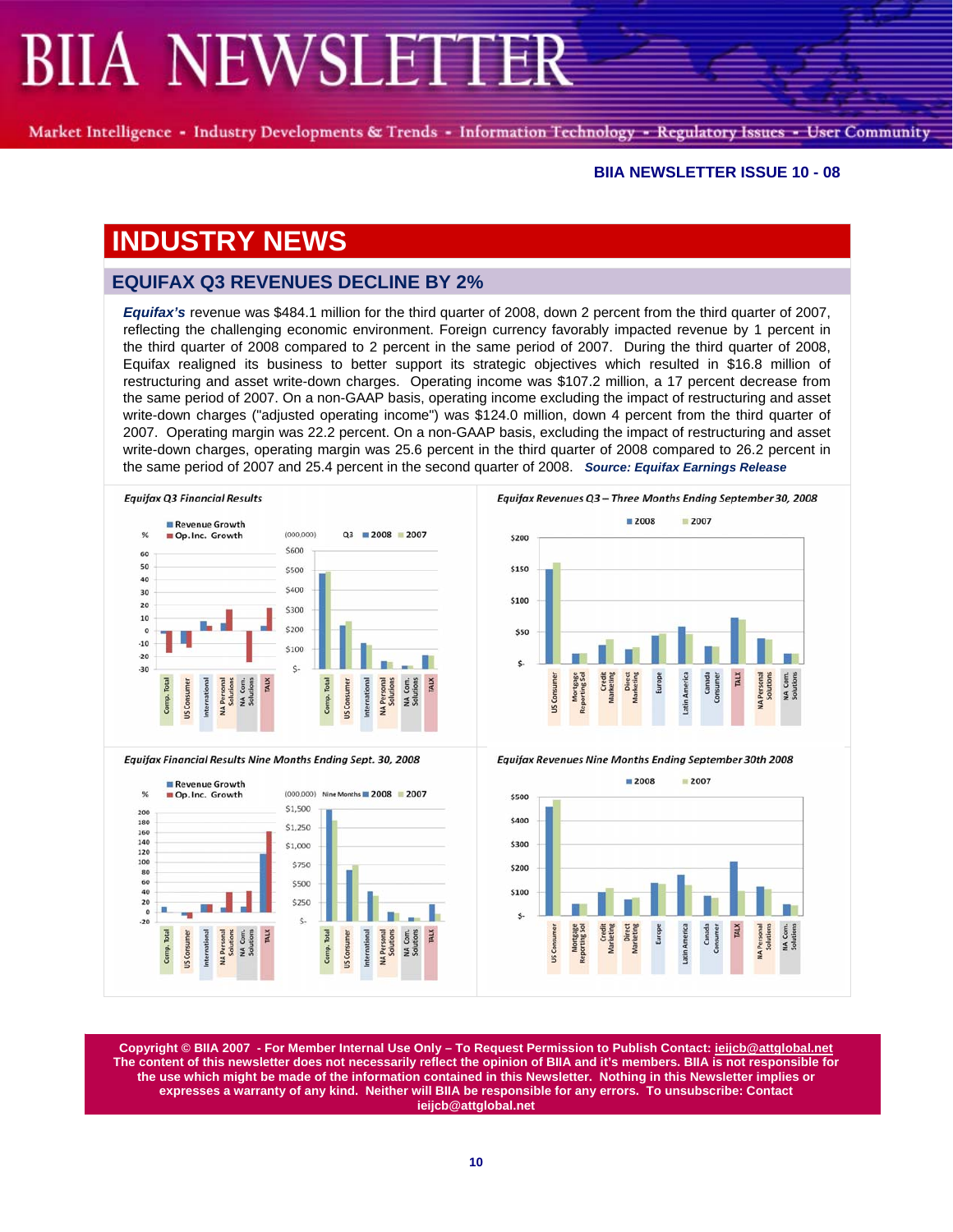# INDUSTRY NEWS

## EQUIFAX Q3 REVENUES DECLINE BY 2%

***Equifax's*** revenue was $484.1 million for the third quarter of 2008, down 2 percent from the third quarter of 2007, reflecting the challenging economic environment. Foreign currency favorably impacted revenue by 1 percent in the third quarter of 2008 compared to 2 percent in the same period of 2007. During the third quarter of 2008, Equifax realigned its business to better support its strategic objectives which resulted in $16.8 million of restructuring and asset write-down charges. Operating income was $107.2 million, a 17 percent decrease from the same period of 2007. On a non-GAAP basis, operating income excluding the impact of restructuring and asset write-down charges ("adjusted operating income") was $124.0 million, down 4 percent from the third quarter of 2007. Operating margin was 22.2 percent. On a non-GAAP basis, excluding the impact of restructuring and asset write-down charges, operating margin was 25.6 percent in the third quarter of 2008 compared to 26.2 percent in the same period of 2007 and 25.4 percent in the second quarter of 2008. ***Source: Equifax Earnings Release***

*Equifax Q3 Financial Results*

*Equifax Revenues Q3 – Three Months Ending September 30, 2008*

*Equifax Financial Results Nine Months Ending Sept. 30, 2008*

*Equifax Revenues Nine Months Ending September 30th 2008*

**Copyright © BIIA 2007 - For Member Internal Use Only – To Request Permission to Publish Contact: ieijcb@attglobal.net**
**The content of this newsletter does not necessarily reflect the opinion of BIIA and it's members. BIIA is not responsible for the use which might be made of the information contained in this Newsletter. Nothing in this Newsletter implies or expresses a warranty of any kind. Neither will BIIA be responsible for any errors. To unsubscribe: Contact ieijcb@attglobal.net**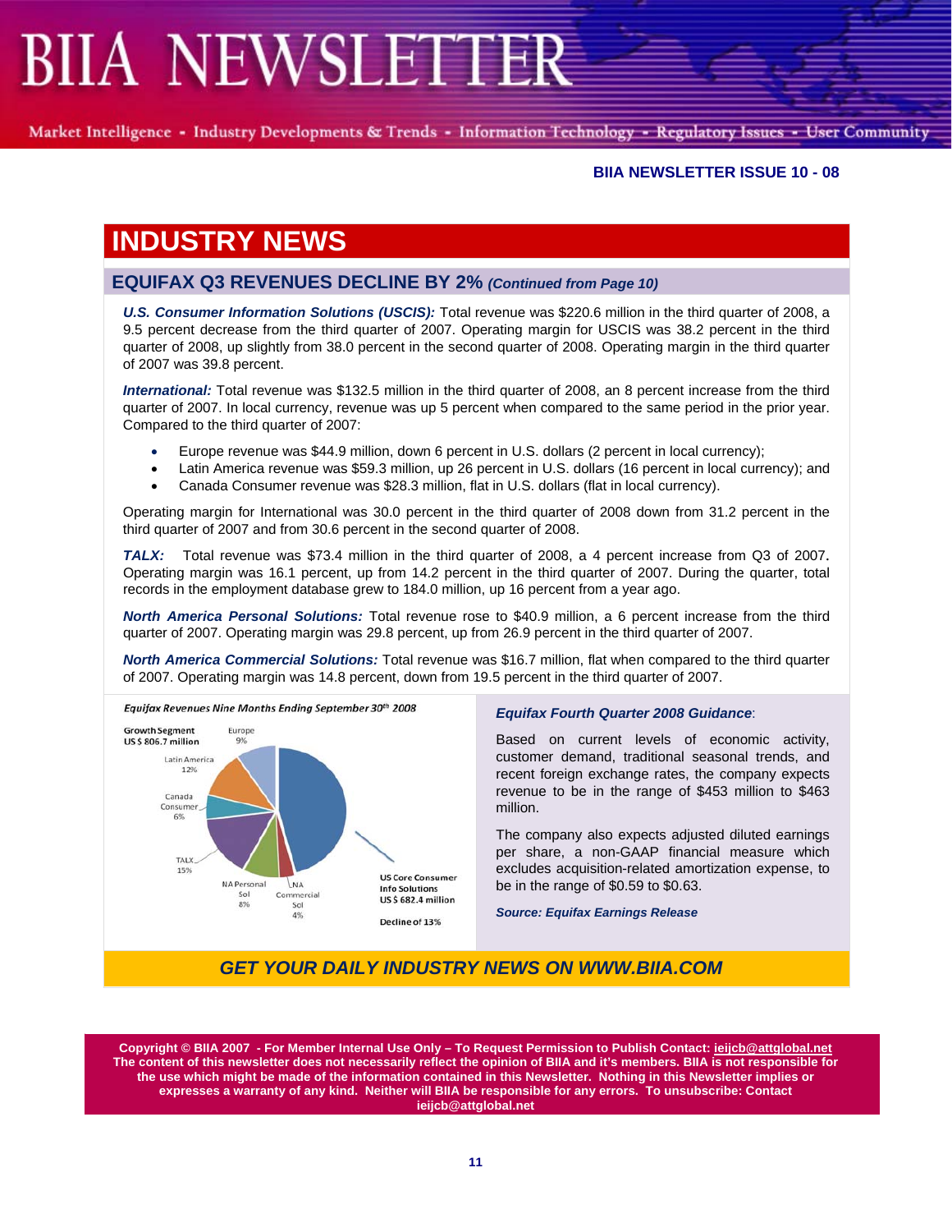**BIIA NEWSLETTER ISSUE 10 - 08**

# INDUSTRY NEWS

## EQUIFAX Q3 REVENUES DECLINE BY 2% *(Continued from Page 10)*

***U.S. Consumer Information Solutions (USCIS):*** Total revenue was $220.6 million in the third quarter of 2008, a 9.5 percent decrease from the third quarter of 2007. Operating margin for USCIS was 38.2 percent in the third quarter of 2008, up slightly from 38.0 percent in the second quarter of 2008. Operating margin in the third quarter of 2007 was 39.8 percent.

***International:*** Total revenue was $132.5 million in the third quarter of 2008, an 8 percent increase from the third quarter of 2007. In local currency, revenue was up 5 percent when compared to the same period in the prior year. Compared to the third quarter of 2007:

- Europe revenue was $44.9 million, down 6 percent in U.S. dollars (2 percent in local currency);
- Latin America revenue was $59.3 million, up 26 percent in U.S. dollars (16 percent in local currency); and
- Canada Consumer revenue was $28.3 million, flat in U.S. dollars (flat in local currency).

Operating margin for International was 30.0 percent in the third quarter of 2008 down from 31.2 percent in the third quarter of 2007 and from 30.6 percent in the second quarter of 2008.

***TALX:*** Total revenue was $73.4 million in the third quarter of 2008, a 4 percent increase from Q3 of 2007. Operating margin was 16.1 percent, up from 14.2 percent in the third quarter of 2007. During the quarter, total records in the employment database grew to 184.0 million, up 16 percent from a year ago.

***North America Personal Solutions:*** Total revenue rose to $40.9 million, a 6 percent increase from the third quarter of 2007. Operating margin was 29.8 percent, up from 26.9 percent in the third quarter of 2007.

***North America Commercial Solutions:*** Total revenue was $16.7 million, flat when compared to the third quarter of 2007. Operating margin was 14.8 percent, down from 19.5 percent in the third quarter of 2007.

*Equifax Revenues Nine Months Ending September 30th 2008*

Growth Segment US $ 806.7 million

Europe 9%; Latin America 12%; Canada Consumer 6%; TALX 15%; NA Personal Sol 8%; NA Commercial Sol 4%

US Core Consumer Info Solutions US $ 682.4 million

Decline of 13%

### *Equifax Fourth Quarter 2008 Guidance*:

Based on current levels of economic activity, customer demand, traditional seasonal trends, and recent foreign exchange rates, the company expects revenue to be in the range of $453 million to $463 million.

The company also expects adjusted diluted earnings per share, a non-GAAP financial measure which excludes acquisition-related amortization expense, to be in the range of $0.59 to $0.63.

***Source: Equifax Earnings Release***

***GET YOUR DAILY INDUSTRY NEWS ON WWW.BIIA.COM***

**Copyright © BIIA 2007 - For Member Internal Use Only – To Request Permission to Publish Contact: ieijcb@attglobal.net The content of this newsletter does not necessarily reflect the opinion of BIIA and it's members. BIIA is not responsible for the use which might be made of the information contained in this Newsletter. Nothing in this Newsletter implies or expresses a warranty of any kind. Neither will BIIA be responsible for any errors. To unsubscribe: Contact ieijcb@attglobal.net**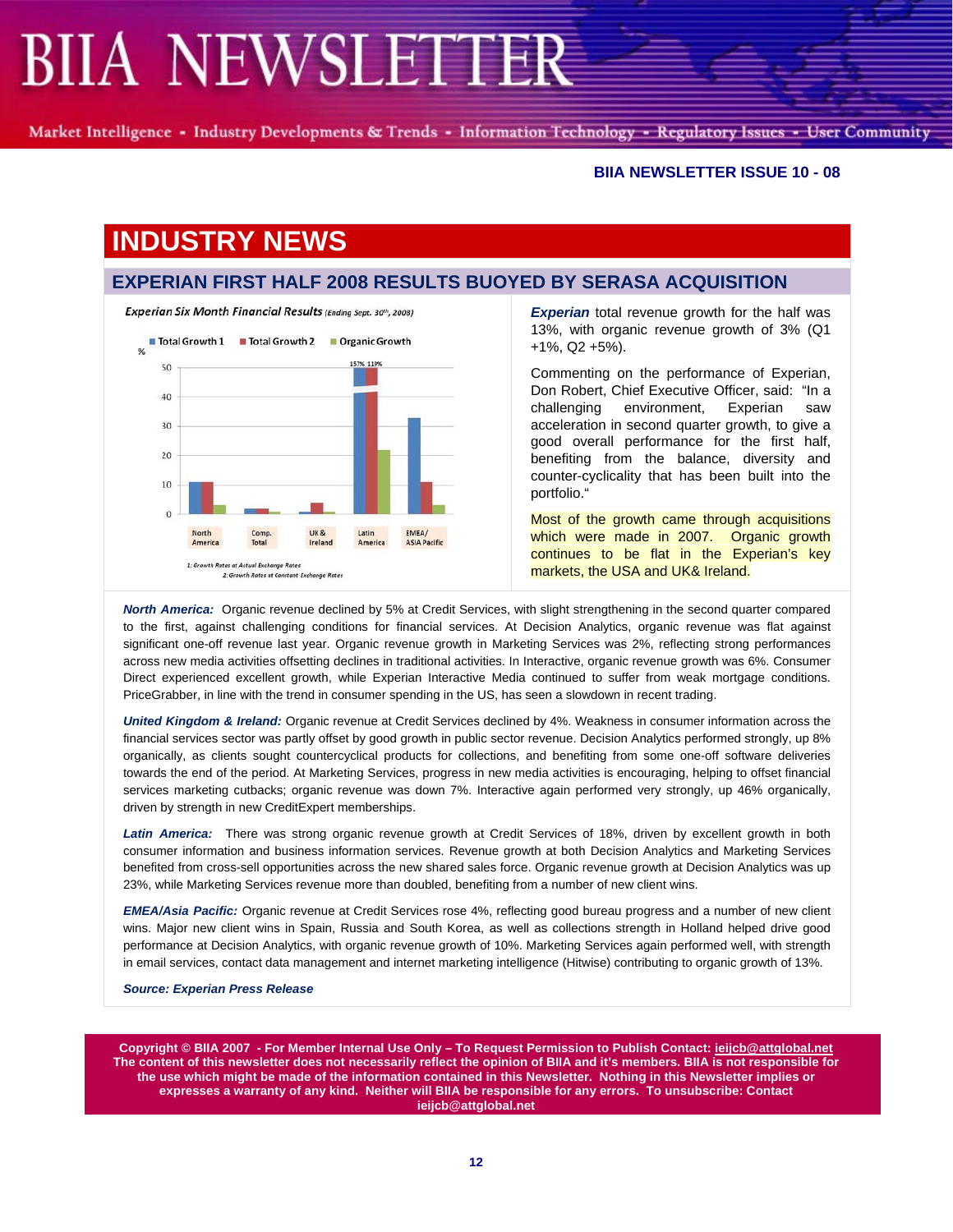## INDUSTRY NEWS

### EXPERIAN FIRST HALF 2008 RESULTS BUOYED BY SERASA ACQUISITION

*Experian Six Month Financial Results (Ending Sept. 30th, 2008)*

Total Growth 1 | Total Growth 2 | Organic Growth

%

157% 119%

North America | Comp. Total | UK & Ireland | Latin America | EMEA/ ASIA Pacific

1: Growth Rates at Actual Exchange Rates
2: Growth Rates at Constant Exchange Rates

***Experian*** total revenue growth for the half was 13%, with organic revenue growth of 3% (Q1 +1%, Q2 +5%).

Commenting on the performance of Experian, Don Robert, Chief Executive Officer, said: "In a challenging environment, Experian saw acceleration in second quarter growth, to give a good overall performance for the first half, benefiting from the balance, diversity and counter-cyclicality that has been built into the portfolio."

Most of the growth came through acquisitions which were made in 2007. Organic growth continues to be flat in the Experian's key markets, the USA and UK& Ireland.

***North America:*** Organic revenue declined by 5% at Credit Services, with slight strengthening in the second quarter compared to the first, against challenging conditions for financial services. At Decision Analytics, organic revenue was flat against significant one-off revenue last year. Organic revenue growth in Marketing Services was 2%, reflecting strong performances across new media activities offsetting declines in traditional activities. In Interactive, organic revenue growth was 6%. Consumer Direct experienced excellent growth, while Experian Interactive Media continued to suffer from weak mortgage conditions. PriceGrabber, in line with the trend in consumer spending in the US, has seen a slowdown in recent trading.

***United Kingdom & Ireland:*** Organic revenue at Credit Services declined by 4%. Weakness in consumer information across the financial services sector was partly offset by good growth in public sector revenue. Decision Analytics performed strongly, up 8% organically, as clients sought countercyclical products for collections, and benefiting from some one-off software deliveries towards the end of the period. At Marketing Services, progress in new media activities is encouraging, helping to offset financial services marketing cutbacks; organic revenue was down 7%. Interactive again performed very strongly, up 46% organically, driven by strength in new CreditExpert memberships.

***Latin America:*** There was strong organic revenue growth at Credit Services of 18%, driven by excellent growth in both consumer information and business information services. Revenue growth at both Decision Analytics and Marketing Services benefited from cross-sell opportunities across the new shared sales force. Organic revenue growth at Decision Analytics was up 23%, while Marketing Services revenue more than doubled, benefiting from a number of new client wins.

***EMEA/Asia Pacific:*** Organic revenue at Credit Services rose 4%, reflecting good bureau progress and a number of new client wins. Major new client wins in Spain, Russia and South Korea, as well as collections strength in Holland helped drive good performance at Decision Analytics, with organic revenue growth of 10%. Marketing Services again performed well, with strength in email services, contact data management and internet marketing intelligence (Hitwise) contributing to organic growth of 13%.

***Source: Experian Press Release***

**Copyright © BIIA 2007 - For Member Internal Use Only – To Request Permission to Publish Contact: ieijcb@attglobal.net The content of this newsletter does not necessarily reflect the opinion of BIIA and it's members. BIIA is not responsible for the use which might be made of the information contained in this Newsletter. Nothing in this Newsletter implies or expresses a warranty of any kind. Neither will BIIA be responsible for any errors. To unsubscribe: Contact ieijcb@attglobal.net**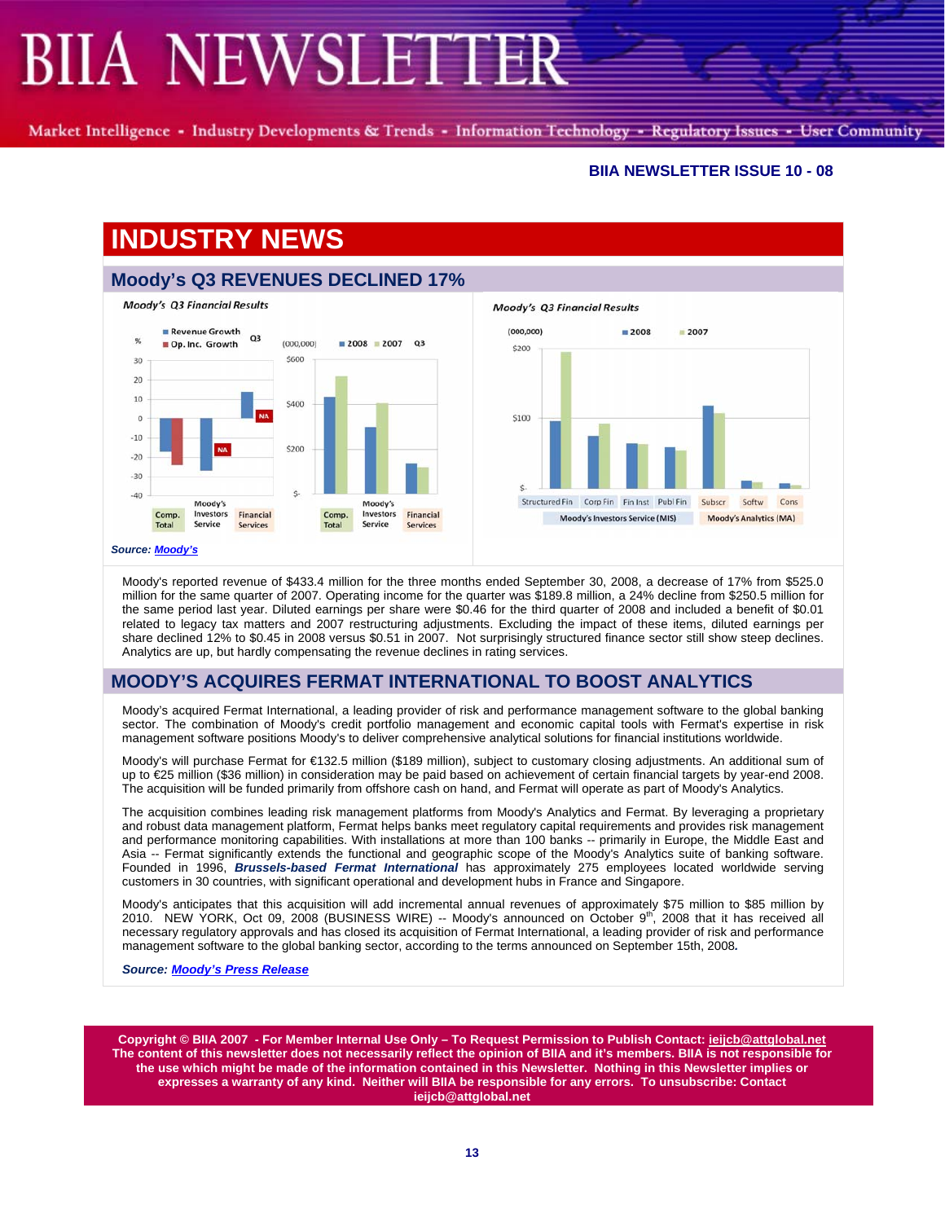# INDUSTRY NEWS

## Moody's Q3 REVENUES DECLINED 17%

Moody's Q3 Financial Results

Moody's Q3 Financial Results

*Source: Moody's*

Moody's reported revenue of $433.4 million for the three months ended September 30, 2008, a decrease of 17% from $525.0 million for the same quarter of 2007. Operating income for the quarter was $189.8 million, a 24% decline from $250.5 million for the same period last year. Diluted earnings per share were $0.46 for the third quarter of 2008 and included a benefit of $0.01 related to legacy tax matters and 2007 restructuring adjustments. Excluding the impact of these items, diluted earnings per share declined 12% to $0.45 in 2008 versus $0.51 in 2007. Not surprisingly structured finance sector still show steep declines. Analytics are up, but hardly compensating the revenue declines in rating services.

## MOODY'S ACQUIRES FERMAT INTERNATIONAL TO BOOST ANALYTICS

Moody's acquired Fermat International, a leading provider of risk and performance management software to the global banking sector. The combination of Moody's credit portfolio management and economic capital tools with Fermat's expertise in risk management software positions Moody's to deliver comprehensive analytical solutions for financial institutions worldwide.

Moody's will purchase Fermat for €132.5 million ($189 million), subject to customary closing adjustments. An additional sum of up to €25 million ($36 million) in consideration may be paid based on achievement of certain financial targets by year-end 2008. The acquisition will be funded primarily from offshore cash on hand, and Fermat will operate as part of Moody's Analytics.

The acquisition combines leading risk management platforms from Moody's Analytics and Fermat. By leveraging a proprietary and robust data management platform, Fermat helps banks meet regulatory capital requirements and provides risk management and performance monitoring capabilities. With installations at more than 100 banks -- primarily in Europe, the Middle East and Asia -- Fermat significantly extends the functional and geographic scope of the Moody's Analytics suite of banking software. Founded in 1996, ***Brussels-based Fermat International*** has approximately 275 employees located worldwide serving customers in 30 countries, with significant operational and development hubs in France and Singapore.

Moody's anticipates that this acquisition will add incremental annual revenues of approximately $75 million to $85 million by 2010. NEW YORK, Oct 09, 2008 (BUSINESS WIRE) -- Moody's announced on October 9th, 2008 that it has received all necessary regulatory approvals and has closed its acquisition of Fermat International, a leading provider of risk and performance management software to the global banking sector, according to the terms announced on September 15th, 2008.

***Source: Moody's Press Release***

**Copyright © BIIA 2007 - For Member Internal Use Only – To Request Permission to Publish Contact: ieijcb@attglobal.net The content of this newsletter does not necessarily reflect the opinion of BIIA and it's members. BIIA is not responsible for the use which might be made of the information contained in this Newsletter. Nothing in this Newsletter implies or expresses a warranty of any kind. Neither will BIIA be responsible for any errors. To unsubscribe: Contact ieijcb@attglobal.net**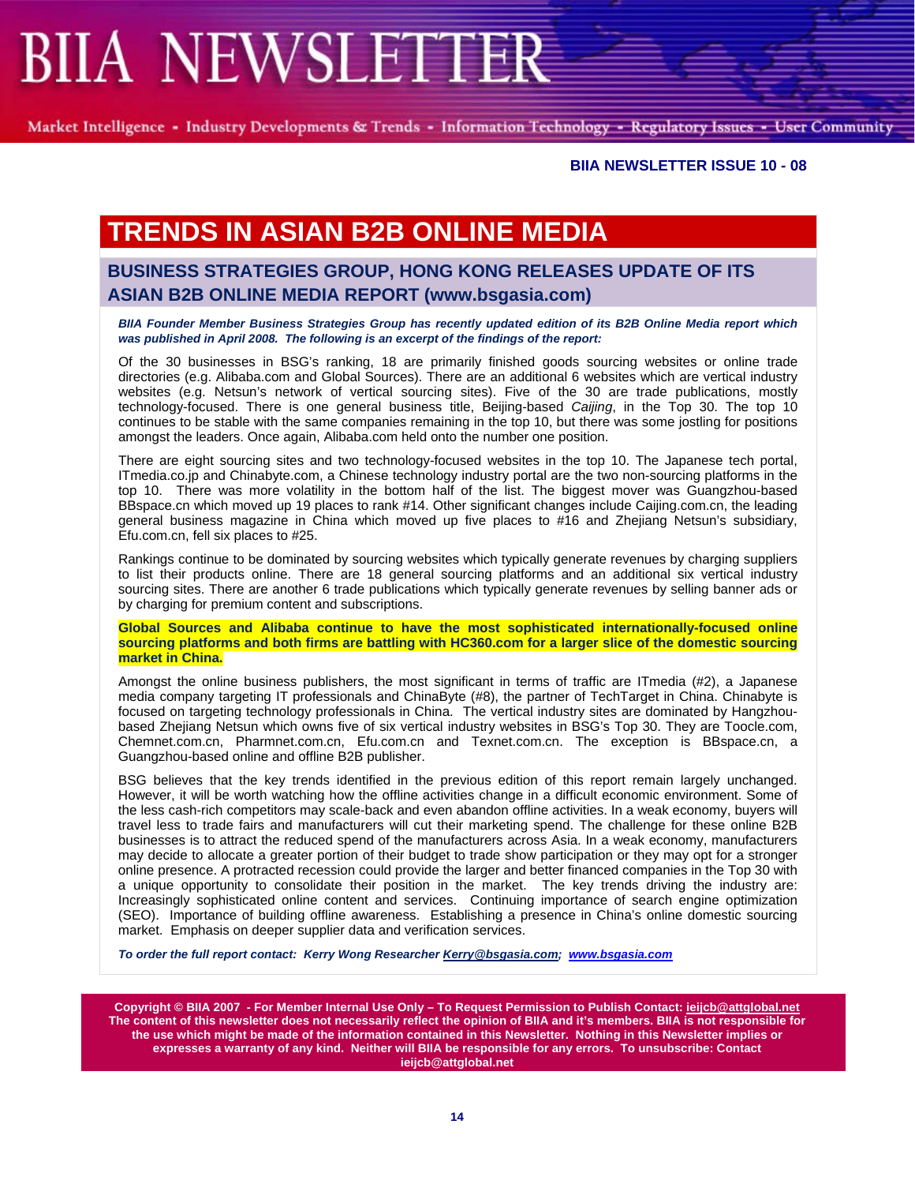**BIIA NEWSLETTER ISSUE 10 - 08**

# TRENDS IN ASIAN B2B ONLINE MEDIA

## BUSINESS STRATEGIES GROUP, HONG KONG RELEASES UPDATE OF ITS ASIAN B2B ONLINE MEDIA REPORT (www.bsgasia.com)

***BIIA Founder Member Business Strategies Group has recently updated edition of its B2B Online Media report which was published in April 2008. The following is an excerpt of the findings of the report:***

Of the 30 businesses in BSG's ranking, 18 are primarily finished goods sourcing websites or online trade directories (e.g. Alibaba.com and Global Sources). There are an additional 6 websites which are vertical industry websites (e.g. Netsun's network of vertical sourcing sites). Five of the 30 are trade publications, mostly technology-focused. There is one general business title, Beijing-based *Caijing*, in the Top 30. The top 10 continues to be stable with the same companies remaining in the top 10, but there was some jostling for positions amongst the leaders. Once again, Alibaba.com held onto the number one position.

There are eight sourcing sites and two technology-focused websites in the top 10. The Japanese tech portal, ITmedia.co.jp and Chinabyte.com, a Chinese technology industry portal are the two non-sourcing platforms in the top 10. There was more volatility in the bottom half of the list. The biggest mover was Guangzhou-based BBspace.cn which moved up 19 places to rank #14. Other significant changes include Caijing.com.cn, the leading general business magazine in China which moved up five places to #16 and Zhejiang Netsun's subsidiary, Efu.com.cn, fell six places to #25.

Rankings continue to be dominated by sourcing websites which typically generate revenues by charging suppliers to list their products online. There are 18 general sourcing platforms and an additional six vertical industry sourcing sites. There are another 6 trade publications which typically generate revenues by selling banner ads or by charging for premium content and subscriptions.

**Global Sources and Alibaba continue to have the most sophisticated internationally-focused online sourcing platforms and both firms are battling with HC360.com for a larger slice of the domestic sourcing market in China.**

Amongst the online business publishers, the most significant in terms of traffic are ITmedia (#2), a Japanese media company targeting IT professionals and ChinaByte (#8), the partner of TechTarget in China. Chinabyte is focused on targeting technology professionals in China. The vertical industry sites are dominated by Hangzhou-based Zhejiang Netsun which owns five of six vertical industry websites in BSG's Top 30. They are Toocle.com, Chemnet.com.cn, Pharmnet.com.cn, Efu.com.cn and Texnet.com.cn. The exception is BBspace.cn, a Guangzhou-based online and offline B2B publisher.

BSG believes that the key trends identified in the previous edition of this report remain largely unchanged. However, it will be worth watching how the offline activities change in a difficult economic environment. Some of the less cash-rich competitors may scale-back and even abandon offline activities. In a weak economy, buyers will travel less to trade fairs and manufacturers will cut their marketing spend. The challenge for these online B2B businesses is to attract the reduced spend of the manufacturers across Asia. In a weak economy, manufacturers may decide to allocate a greater portion of their budget to trade show participation or they may opt for a stronger online presence. A protracted recession could provide the larger and better financed companies in the Top 30 with a unique opportunity to consolidate their position in the market. The key trends driving the industry are: Increasingly sophisticated online content and services. Continuing importance of search engine optimization (SEO). Importance of building offline awareness. Establishing a presence in China's online domestic sourcing market. Emphasis on deeper supplier data and verification services.

***To order the full report contact: Kerry Wong Researcher Kerry@bsgasia.com; www.bsgasia.com***

**Copyright © BIIA 2007 - For Member Internal Use Only – To Request Permission to Publish Contact: ieijcb@attglobal.net The content of this newsletter does not necessarily reflect the opinion of BIIA and it's members. BIIA is not responsible for the use which might be made of the information contained in this Newsletter. Nothing in this Newsletter implies or expresses a warranty of any kind. Neither will BIIA be responsible for any errors. To unsubscribe: Contact ieijcb@attglobal.net**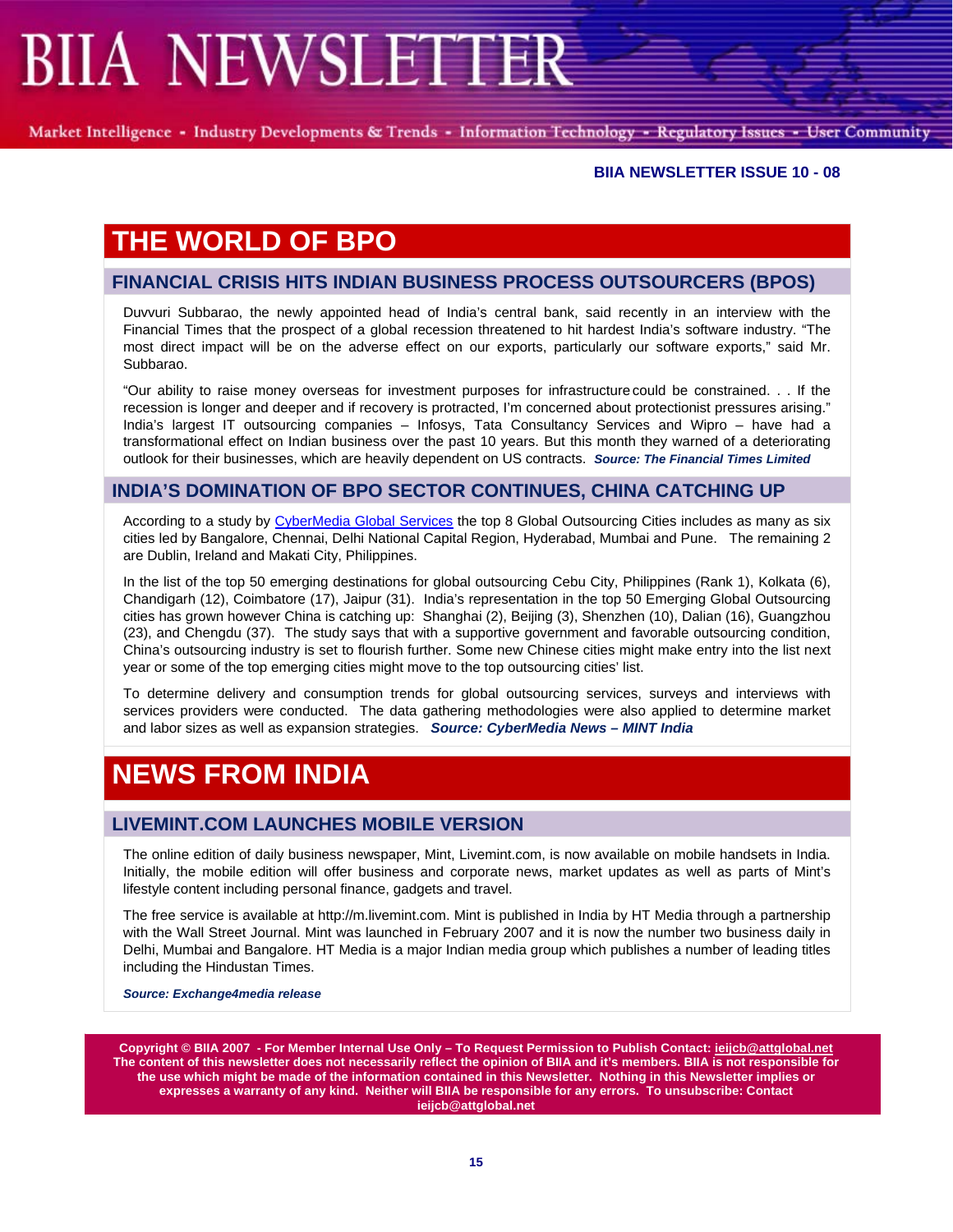# THE WORLD OF BPO

## FINANCIAL CRISIS HITS INDIAN BUSINESS PROCESS OUTSOURCERS (BPOS)

Duvvuri Subbarao, the newly appointed head of India's central bank, said recently in an interview with the Financial Times that the prospect of a global recession threatened to hit hardest India's software industry. "The most direct impact will be on the adverse effect on our exports, particularly our software exports," said Mr. Subbarao.

"Our ability to raise money overseas for investment purposes for infrastructure could be constrained. . . If the recession is longer and deeper and if recovery is protracted, I'm concerned about protectionist pressures arising." India's largest IT outsourcing companies – Infosys, Tata Consultancy Services and Wipro – have had a transformational effect on Indian business over the past 10 years. But this month they warned of a deteriorating outlook for their businesses, which are heavily dependent on US contracts. ***Source: The Financial Times Limited***

## INDIA'S DOMINATION OF BPO SECTOR CONTINUES, CHINA CATCHING UP

According to a study by CyberMedia Global Services the top 8 Global Outsourcing Cities includes as many as six cities led by Bangalore, Chennai, Delhi National Capital Region, Hyderabad, Mumbai and Pune. The remaining 2 are Dublin, Ireland and Makati City, Philippines.

In the list of the top 50 emerging destinations for global outsourcing Cebu City, Philippines (Rank 1), Kolkata (6), Chandigarh (12), Coimbatore (17), Jaipur (31). India's representation in the top 50 Emerging Global Outsourcing cities has grown however China is catching up: Shanghai (2), Beijing (3), Shenzhen (10), Dalian (16), Guangzhou (23), and Chengdu (37). The study says that with a supportive government and favorable outsourcing condition, China's outsourcing industry is set to flourish further. Some new Chinese cities might make entry into the list next year or some of the top emerging cities might move to the top outsourcing cities' list.

To determine delivery and consumption trends for global outsourcing services, surveys and interviews with services providers were conducted. The data gathering methodologies were also applied to determine market and labor sizes as well as expansion strategies. ***Source: CyberMedia News – MINT India***

# NEWS FROM INDIA

## LIVEMINT.COM LAUNCHES MOBILE VERSION

The online edition of daily business newspaper, Mint, Livemint.com, is now available on mobile handsets in India. Initially, the mobile edition will offer business and corporate news, market updates as well as parts of Mint's lifestyle content including personal finance, gadgets and travel.

The free service is available at http://m.livemint.com. Mint is published in India by HT Media through a partnership with the Wall Street Journal. Mint was launched in February 2007 and it is now the number two business daily in Delhi, Mumbai and Bangalore. HT Media is a major Indian media group which publishes a number of leading titles including the Hindustan Times.

***Source: Exchange4media release***

**Copyright © BIIA 2007 - For Member Internal Use Only – To Request Permission to Publish Contact: ieijcb@attglobal.net The content of this newsletter does not necessarily reflect the opinion of BIIA and it's members. BIIA is not responsible for the use which might be made of the information contained in this Newsletter. Nothing in this Newsletter implies or expresses a warranty of any kind. Neither will BIIA be responsible for any errors. To unsubscribe: Contact ieijcb@attglobal.net**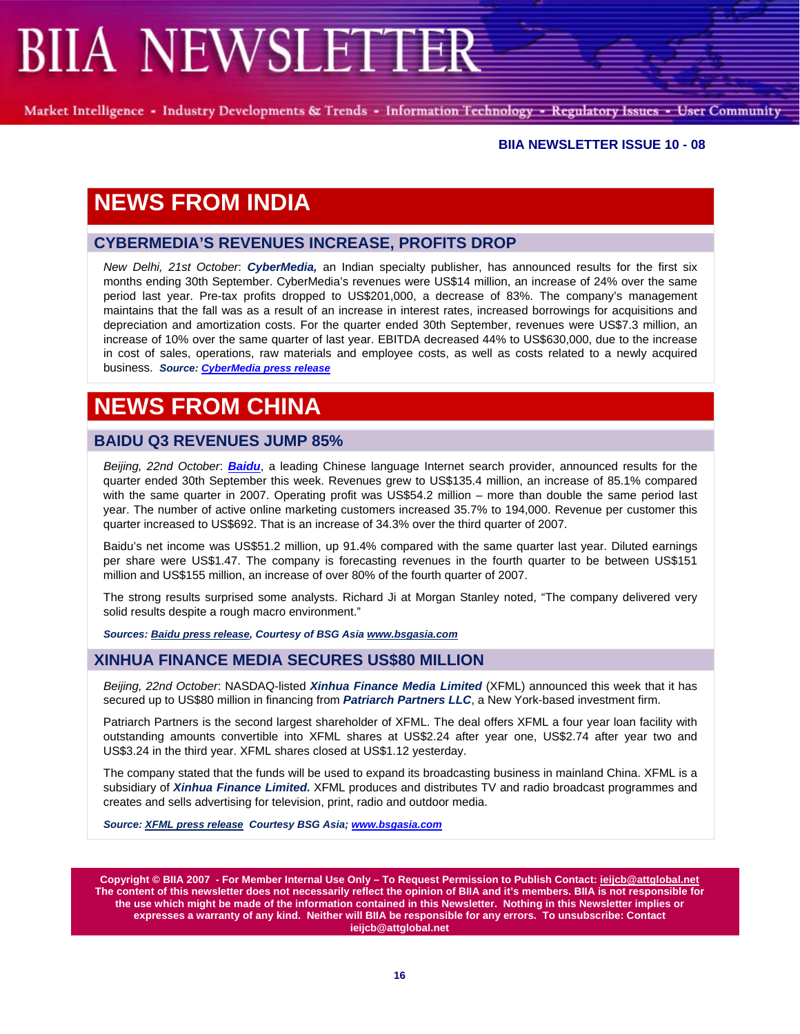**BIIA NEWSLETTER ISSUE 10 - 08**

# NEWS FROM INDIA

## CYBERMEDIA'S REVENUES INCREASE, PROFITS DROP

*New Delhi, 21st October*: ***CyberMedia,*** an Indian specialty publisher, has announced results for the first six months ending 30th September. CyberMedia's revenues were US$14 million, an increase of 24% over the same period last year. Pre-tax profits dropped to US$201,000, a decrease of 83%. The company's management maintains that the fall was as a result of an increase in interest rates, increased borrowings for acquisitions and depreciation and amortization costs. For the quarter ended 30th September, revenues were US$7.3 million, an increase of 10% over the same quarter of last year. EBITDA decreased 44% to US$630,000, due to the increase in cost of sales, operations, raw materials and employee costs, as well as costs related to a newly acquired business. ***Source: CyberMedia press release***

# NEWS FROM CHINA

## BAIDU Q3 REVENUES JUMP 85%

*Beijing, 22nd October*: ***Baidu***, a leading Chinese language Internet search provider, announced results for the quarter ended 30th September this week. Revenues grew to US$135.4 million, an increase of 85.1% compared with the same quarter in 2007. Operating profit was US$54.2 million – more than double the same period last year. The number of active online marketing customers increased 35.7% to 194,000. Revenue per customer this quarter increased to US$692. That is an increase of 34.3% over the third quarter of 2007.

Baidu's net income was US$51.2 million, up 91.4% compared with the same quarter last year. Diluted earnings per share were US$1.47. The company is forecasting revenues in the fourth quarter to be between US$151 million and US$155 million, an increase of over 80% of the fourth quarter of 2007.

The strong results surprised some analysts. Richard Ji at Morgan Stanley noted, "The company delivered very solid results despite a rough macro environment."

***Sources: Baidu press release, Courtesy of BSG Asia www.bsgasia.com***

## XINHUA FINANCE MEDIA SECURES US$80 MILLION

*Beijing, 22nd October*: NASDAQ-listed ***Xinhua Finance Media Limited*** (XFML) announced this week that it has secured up to US$80 million in financing from ***Patriarch Partners LLC***, a New York-based investment firm.

Patriarch Partners is the second largest shareholder of XFML. The deal offers XFML a four year loan facility with outstanding amounts convertible into XFML shares at US$2.24 after year one, US$2.74 after year two and US$3.24 in the third year. XFML shares closed at US$1.12 yesterday.

The company stated that the funds will be used to expand its broadcasting business in mainland China. XFML is a subsidiary of ***Xinhua Finance Limited.*** XFML produces and distributes TV and radio broadcast programmes and creates and sells advertising for television, print, radio and outdoor media.

***Source: XFML press release Courtesy BSG Asia; www.bsgasia.com***

**Copyright © BIIA 2007 - For Member Internal Use Only – To Request Permission to Publish Contact: ieijcb@attglobal.net The content of this newsletter does not necessarily reflect the opinion of BIIA and it's members. BIIA is not responsible for the use which might be made of the information contained in this Newsletter. Nothing in this Newsletter implies or expresses a warranty of any kind. Neither will BIIA be responsible for any errors. To unsubscribe: Contact ieijcb@attglobal.net**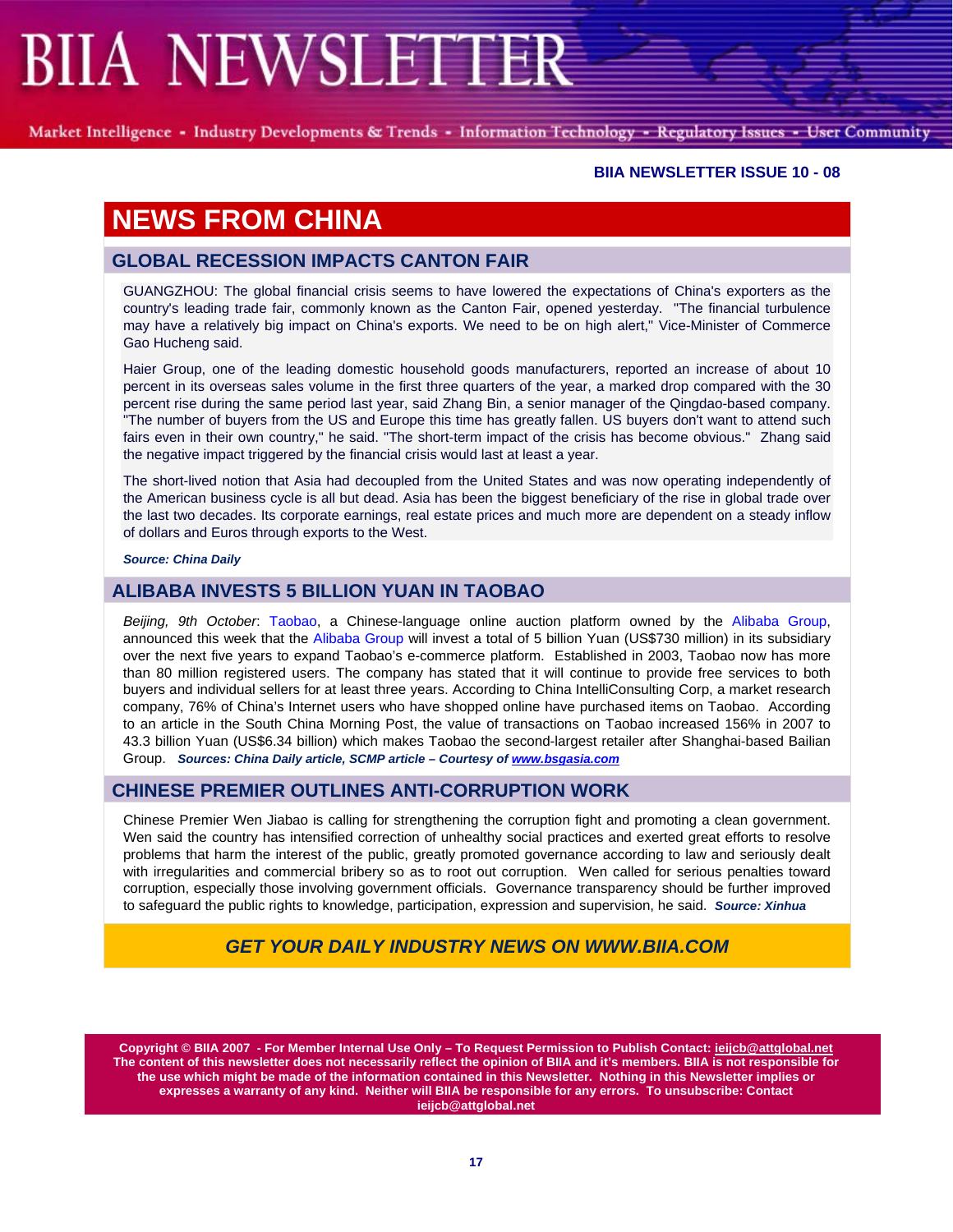# NEWS FROM CHINA

## GLOBAL RECESSION IMPACTS CANTON FAIR

GUANGZHOU: The global financial crisis seems to have lowered the expectations of China's exporters as the country's leading trade fair, commonly known as the Canton Fair, opened yesterday. "The financial turbulence may have a relatively big impact on China's exports. We need to be on high alert," Vice-Minister of Commerce Gao Hucheng said.

Haier Group, one of the leading domestic household goods manufacturers, reported an increase of about 10 percent in its overseas sales volume in the first three quarters of the year, a marked drop compared with the 30 percent rise during the same period last year, said Zhang Bin, a senior manager of the Qingdao-based company. "The number of buyers from the US and Europe this time has greatly fallen. US buyers don't want to attend such fairs even in their own country," he said. "The short-term impact of the crisis has become obvious." Zhang said the negative impact triggered by the financial crisis would last at least a year.

The short-lived notion that Asia had decoupled from the United States and was now operating independently of the American business cycle is all but dead. Asia has been the biggest beneficiary of the rise in global trade over the last two decades. Its corporate earnings, real estate prices and much more are dependent on a steady inflow of dollars and Euros through exports to the West.

***Source: China Daily***

## ALIBABA INVESTS 5 BILLION YUAN IN TAOBAO

*Beijing, 9th October*: Taobao, a Chinese-language online auction platform owned by the Alibaba Group, announced this week that the Alibaba Group will invest a total of 5 billion Yuan (US$730 million) in its subsidiary over the next five years to expand Taobao's e-commerce platform. Established in 2003, Taobao now has more than 80 million registered users. The company has stated that it will continue to provide free services to both buyers and individual sellers for at least three years. According to China IntelliConsulting Corp, a market research company, 76% of China's Internet users who have shopped online have purchased items on Taobao. According to an article in the South China Morning Post, the value of transactions on Taobao increased 156% in 2007 to 43.3 billion Yuan (US$6.34 billion) which makes Taobao the second-largest retailer after Shanghai-based Bailian Group. ***Sources: China Daily article, SCMP article – Courtesy of www.bsgasia.com***

## CHINESE PREMIER OUTLINES ANTI-CORRUPTION WORK

Chinese Premier Wen Jiabao is calling for strengthening the corruption fight and promoting a clean government. Wen said the country has intensified correction of unhealthy social practices and exerted great efforts to resolve problems that harm the interest of the public, greatly promoted governance according to law and seriously dealt with irregularities and commercial bribery so as to root out corruption. Wen called for serious penalties toward corruption, especially those involving government officials. Governance transparency should be further improved to safeguard the public rights to knowledge, participation, expression and supervision, he said. ***Source: Xinhua***

***GET YOUR DAILY INDUSTRY NEWS ON WWW.BIIA.COM***

**Copyright © BIIA 2007 - For Member Internal Use Only – To Request Permission to Publish Contact: ieijcb@attglobal.net The content of this newsletter does not necessarily reflect the opinion of BIIA and it's members. BIIA is not responsible for the use which might be made of the information contained in this Newsletter. Nothing in this Newsletter implies or expresses a warranty of any kind. Neither will BIIA be responsible for any errors. To unsubscribe: Contact ieijcb@attglobal.net**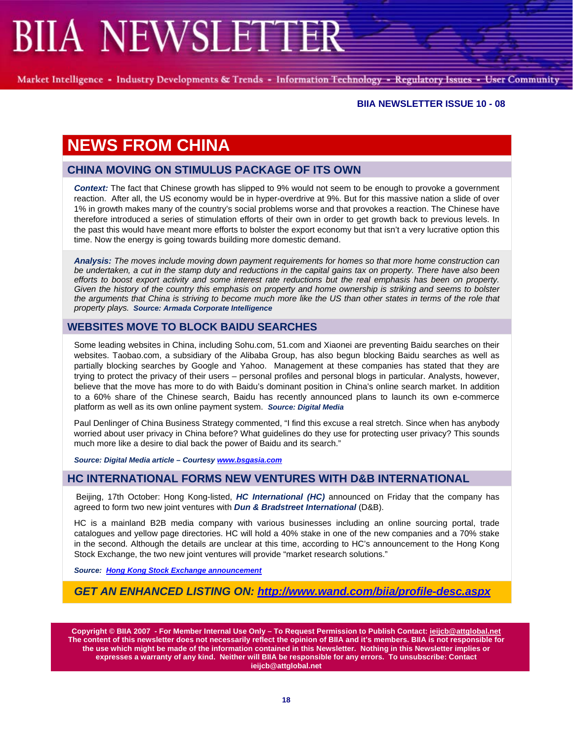**BIIA NEWSLETTER ISSUE 10 - 08**

# NEWS FROM CHINA

## CHINA MOVING ON STIMULUS PACKAGE OF ITS OWN

***Context:*** The fact that Chinese growth has slipped to 9% would not seem to be enough to provoke a government reaction. After all, the US economy would be in hyper-overdrive at 9%. But for this massive nation a slide of over 1% in growth makes many of the country's social problems worse and that provokes a reaction. The Chinese have therefore introduced a series of stimulation efforts of their own in order to get growth back to previous levels. In the past this would have meant more efforts to bolster the export economy but that isn't a very lucrative option this time. Now the energy is going towards building more domestic demand.

***Analysis:*** *The moves include moving down payment requirements for homes so that more home construction can be undertaken, a cut in the stamp duty and reductions in the capital gains tax on property. There have also been efforts to boost export activity and some interest rate reductions but the real emphasis has been on property. Given the history of the country this emphasis on property and home ownership is striking and seems to bolster the arguments that China is striving to become much more like the US than other states in terms of the role that property plays.* ***Source: Armada Corporate Intelligence***

## WEBSITES MOVE TO BLOCK BAIDU SEARCHES

Some leading websites in China, including Sohu.com, 51.com and Xiaonei are preventing Baidu searches on their websites. Taobao.com, a subsidiary of the Alibaba Group, has also begun blocking Baidu searches as well as partially blocking searches by Google and Yahoo. Management at these companies has stated that they are trying to protect the privacy of their users – personal profiles and personal blogs in particular. Analysts, however, believe that the move has more to do with Baidu's dominant position in China's online search market. In addition to a 60% share of the Chinese search, Baidu has recently announced plans to launch its own e-commerce platform as well as its own online payment system. ***Source: Digital Media***

Paul Denlinger of China Business Strategy commented, "I find this excuse a real stretch. Since when has anybody worried about user privacy in China before? What guidelines do they use for protecting user privacy? This sounds much more like a desire to dial back the power of Baidu and its search."

***Source: Digital Media article – Courtesy [www.bsgasia.com](http://www.bsgasia.com)***

## HC INTERNATIONAL FORMS NEW VENTURES WITH D&B INTERNATIONAL

Beijing, 17th October: Hong Kong-listed, ***HC International (HC)*** announced on Friday that the company has agreed to form two new joint ventures with ***Dun & Bradstreet International*** (D&B).

HC is a mainland B2B media company with various businesses including an online sourcing portal, trade catalogues and yellow page directories. HC will hold a 40% stake in one of the new companies and a 70% stake in the second. Although the details are unclear at this time, according to HC's announcement to the Hong Kong Stock Exchange, the two new joint ventures will provide "market research solutions."

***Source: Hong Kong Stock Exchange announcement***

***GET AN ENHANCED LISTING ON: [http://www.wand.com/biia/profile-desc.aspx](http://www.wand.com/biia/profile-desc.aspx)***

**Copyright © BIIA 2007 - For Member Internal Use Only – To Request Permission to Publish Contact: ieijcb@attglobal.net The content of this newsletter does not necessarily reflect the opinion of BIIA and it's members. BIIA is not responsible for the use which might be made of the information contained in this Newsletter. Nothing in this Newsletter implies or expresses a warranty of any kind. Neither will BIIA be responsible for any errors. To unsubscribe: Contact ieijcb@attglobal.net**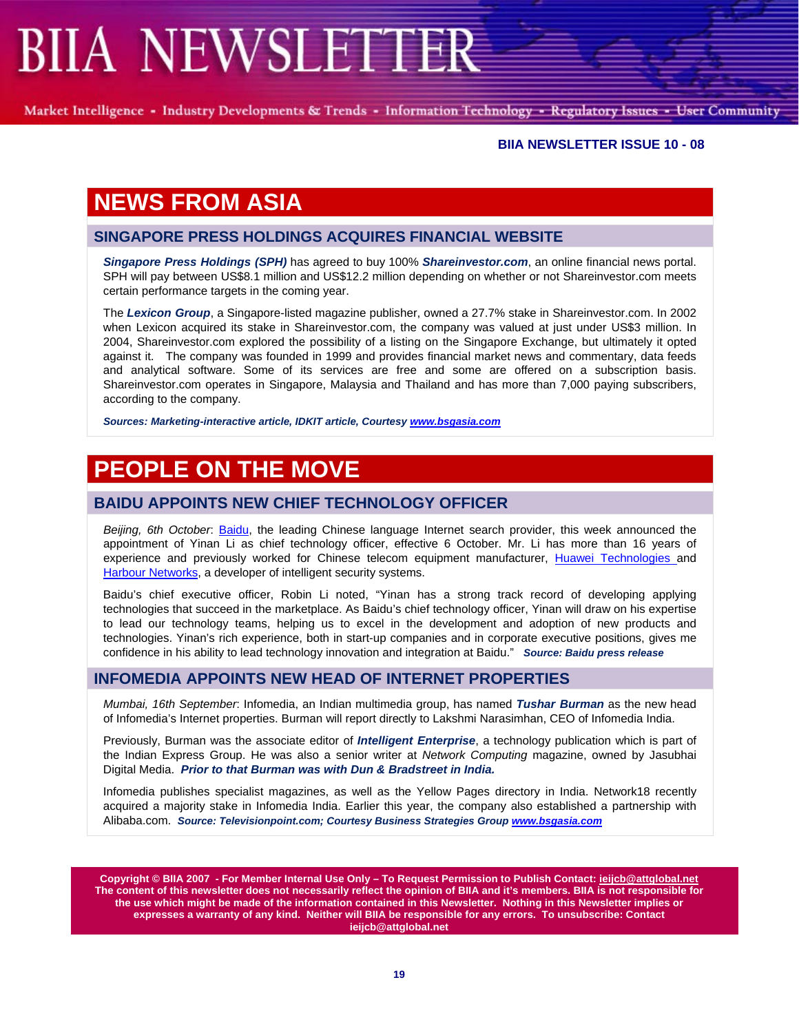# NEWS FROM ASIA

## SINGAPORE PRESS HOLDINGS ACQUIRES FINANCIAL WEBSITE

***Singapore Press Holdings (SPH)*** has agreed to buy 100% ***Shareinvestor.com***, an online financial news portal. SPH will pay between US$8.1 million and US$12.2 million depending on whether or not Shareinvestor.com meets certain performance targets in the coming year.

The ***Lexicon Group***, a Singapore-listed magazine publisher, owned a 27.7% stake in Shareinvestor.com. In 2002 when Lexicon acquired its stake in Shareinvestor.com, the company was valued at just under US$3 million. In 2004, Shareinvestor.com explored the possibility of a listing on the Singapore Exchange, but ultimately it opted against it. The company was founded in 1999 and provides financial market news and commentary, data feeds and analytical software. Some of its services are free and some are offered on a subscription basis. Shareinvestor.com operates in Singapore, Malaysia and Thailand and has more than 7,000 paying subscribers, according to the company.

***Sources: Marketing-interactive article, IDKIT article, Courtesy [www.bsgasia.com](http://www.bsgasia.com)***

# PEOPLE ON THE MOVE

## BAIDU APPOINTS NEW CHIEF TECHNOLOGY OFFICER

*Beijing, 6th October*: Baidu, the leading Chinese language Internet search provider, this week announced the appointment of Yinan Li as chief technology officer, effective 6 October. Mr. Li has more than 16 years of experience and previously worked for Chinese telecom equipment manufacturer, Huawei Technologies and Harbour Networks, a developer of intelligent security systems.

Baidu's chief executive officer, Robin Li noted, "Yinan has a strong track record of developing applying technologies that succeed in the marketplace. As Baidu's chief technology officer, Yinan will draw on his expertise to lead our technology teams, helping us to excel in the development and adoption of new products and technologies. Yinan's rich experience, both in start-up companies and in corporate executive positions, gives me confidence in his ability to lead technology innovation and integration at Baidu." ***Source: Baidu press release***

## INFOMEDIA APPOINTS NEW HEAD OF INTERNET PROPERTIES

*Mumbai, 16th September*: Infomedia, an Indian multimedia group, has named ***Tushar Burman*** as the new head of Infomedia's Internet properties. Burman will report directly to Lakshmi Narasimhan, CEO of Infomedia India.

Previously, Burman was the associate editor of ***Intelligent Enterprise***, a technology publication which is part of the Indian Express Group. He was also a senior writer at *Network Computing* magazine, owned by Jasubhai Digital Media. ***Prior to that Burman was with Dun & Bradstreet in India.***

Infomedia publishes specialist magazines, as well as the Yellow Pages directory in India. Network18 recently acquired a majority stake in Infomedia India. Earlier this year, the company also established a partnership with Alibaba.com. ***Source: Televisionpoint.com; Courtesy Business Strategies Group [www.bsgasia.com](http://www.bsgasia.com)***

**Copyright © BIIA 2007 - For Member Internal Use Only – To Request Permission to Publish Contact: ieijcb@attglobal.net The content of this newsletter does not necessarily reflect the opinion of BIIA and it's members. BIIA is not responsible for the use which might be made of the information contained in this Newsletter. Nothing in this Newsletter implies or expresses a warranty of any kind. Neither will BIIA be responsible for any errors. To unsubscribe: Contact ieijcb@attglobal.net**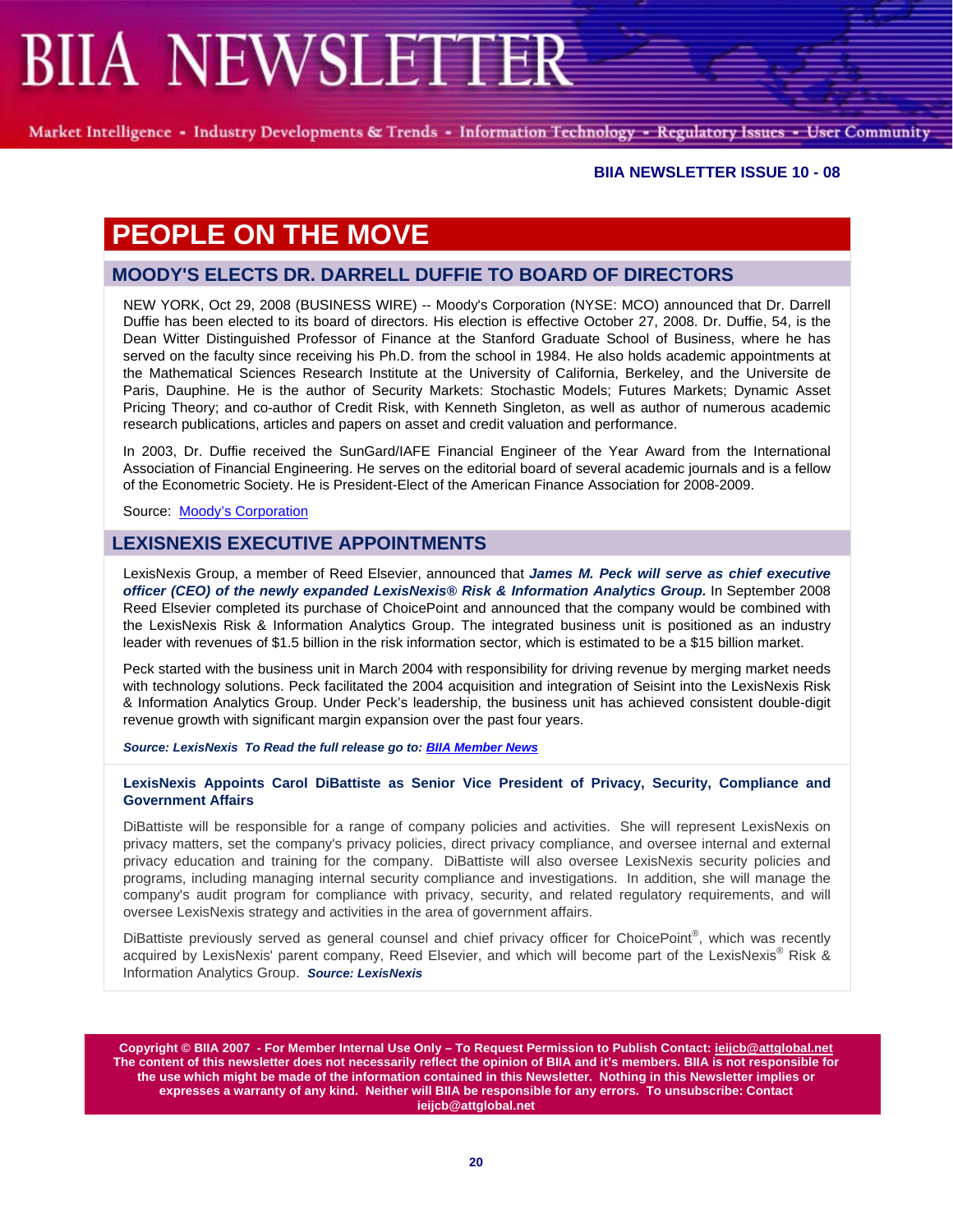# PEOPLE ON THE MOVE

## MOODY'S ELECTS DR. DARRELL DUFFIE TO BOARD OF DIRECTORS

NEW YORK, Oct 29, 2008 (BUSINESS WIRE) -- Moody's Corporation (NYSE: MCO) announced that Dr. Darrell Duffie has been elected to its board of directors. His election is effective October 27, 2008. Dr. Duffie, 54, is the Dean Witter Distinguished Professor of Finance at the Stanford Graduate School of Business, where he has served on the faculty since receiving his Ph.D. from the school in 1984. He also holds academic appointments at the Mathematical Sciences Research Institute at the University of California, Berkeley, and the Universite de Paris, Dauphine. He is the author of Security Markets: Stochastic Models; Futures Markets; Dynamic Asset Pricing Theory; and co-author of Credit Risk, with Kenneth Singleton, as well as author of numerous academic research publications, articles and papers on asset and credit valuation and performance.

In 2003, Dr. Duffie received the SunGard/IAFE Financial Engineer of the Year Award from the International Association of Financial Engineering. He serves on the editorial board of several academic journals and is a fellow of the Econometric Society. He is President-Elect of the American Finance Association for 2008-2009.

Source: Moody's Corporation

## LEXISNEXIS EXECUTIVE APPOINTMENTS

LexisNexis Group, a member of Reed Elsevier, announced that ***James M. Peck will serve as chief executive officer (CEO) of the newly expanded LexisNexis® Risk & Information Analytics Group.*** In September 2008 Reed Elsevier completed its purchase of ChoicePoint and announced that the company would be combined with the LexisNexis Risk & Information Analytics Group. The integrated business unit is positioned as an industry leader with revenues of $1.5 billion in the risk information sector, which is estimated to be a $15 billion market.

Peck started with the business unit in March 2004 with responsibility for driving revenue by merging market needs with technology solutions. Peck facilitated the 2004 acquisition and integration of Seisint into the LexisNexis Risk & Information Analytics Group. Under Peck's leadership, the business unit has achieved consistent double-digit revenue growth with significant margin expansion over the past four years.

***Source: LexisNexis To Read the full release go to: BIIA Member News***

**LexisNexis Appoints Carol DiBattiste as Senior Vice President of Privacy, Security, Compliance and Government Affairs**

DiBattiste will be responsible for a range of company policies and activities. She will represent LexisNexis on privacy matters, set the company's privacy policies, direct privacy compliance, and oversee internal and external privacy education and training for the company. DiBattiste will also oversee LexisNexis security policies and programs, including managing internal security compliance and investigations. In addition, she will manage the company's audit program for compliance with privacy, security, and related regulatory requirements, and will oversee LexisNexis strategy and activities in the area of government affairs.

DiBattiste previously served as general counsel and chief privacy officer for ChoicePoint®, which was recently acquired by LexisNexis' parent company, Reed Elsevier, and which will become part of the LexisNexis® Risk & Information Analytics Group. ***Source: LexisNexis***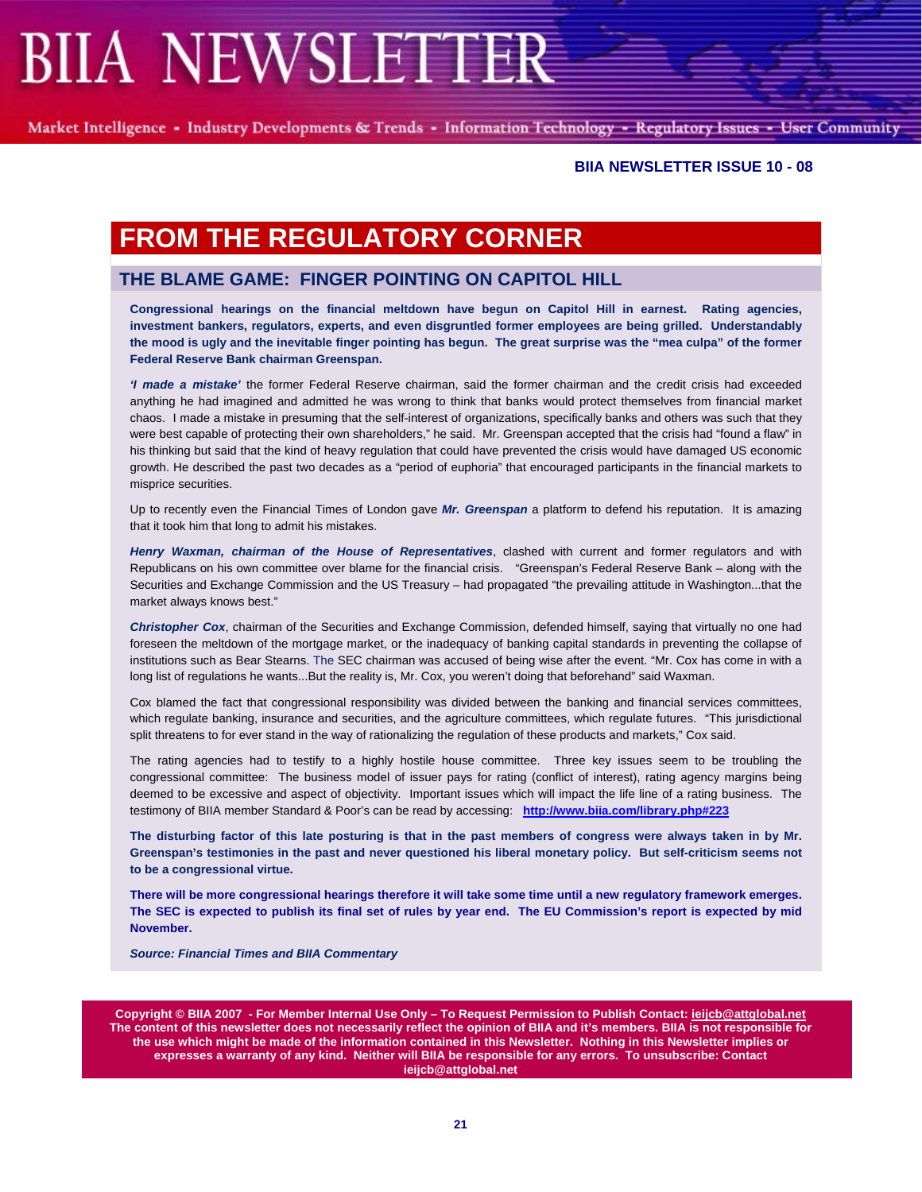# FROM THE REGULATORY CORNER

## THE BLAME GAME: FINGER POINTING ON CAPITOL HILL

**Congressional hearings on the financial meltdown have begun on Capitol Hill in earnest. Rating agencies, investment bankers, regulators, experts, and even disgruntled former employees are being grilled. Understandably the mood is ugly and the inevitable finger pointing has begun. The great surprise was the "mea culpa" of the former Federal Reserve Bank chairman Greenspan.**

***'I made a mistake'*** the former Federal Reserve chairman, said the former chairman and the credit crisis had exceeded anything he had imagined and admitted he was wrong to think that banks would protect themselves from financial market chaos. I made a mistake in presuming that the self-interest of organizations, specifically banks and others was such that they were best capable of protecting their own shareholders," he said. Mr. Greenspan accepted that the crisis had "found a flaw" in his thinking but said that the kind of heavy regulation that could have prevented the crisis would have damaged US economic growth. He described the past two decades as a "period of euphoria" that encouraged participants in the financial markets to misprice securities.

Up to recently even the Financial Times of London gave ***Mr. Greenspan*** a platform to defend his reputation. It is amazing that it took him that long to admit his mistakes.

***Henry Waxman, chairman of the House of Representatives***, clashed with current and former regulators and with Republicans on his own committee over blame for the financial crisis. "Greenspan's Federal Reserve Bank – along with the Securities and Exchange Commission and the US Treasury – had propagated "the prevailing attitude in Washington...that the market always knows best."

***Christopher Cox***, chairman of the Securities and Exchange Commission, defended himself, saying that virtually no one had foreseen the meltdown of the mortgage market, or the inadequacy of banking capital standards in preventing the collapse of institutions such as Bear Stearns. The SEC chairman was accused of being wise after the event. "Mr. Cox has come in with a long list of regulations he wants...But the reality is, Mr. Cox, you weren't doing that beforehand" said Waxman.

Cox blamed the fact that congressional responsibility was divided between the banking and financial services committees, which regulate banking, insurance and securities, and the agriculture committees, which regulate futures. "This jurisdictional split threatens to for ever stand in the way of rationalizing the regulation of these products and markets," Cox said.

The rating agencies had to testify to a highly hostile house committee. Three key issues seem to be troubling the congressional committee: The business model of issuer pays for rating (conflict of interest), rating agency margins being deemed to be excessive and aspect of objectivity. Important issues which will impact the life line of a rating business. The testimony of BIIA member Standard & Poor's can be read by accessing: http://www.biia.com/library.php#223

**The disturbing factor of this late posturing is that in the past members of congress were always taken in by Mr. Greenspan's testimonies in the past and never questioned his liberal monetary policy. But self-criticism seems not to be a congressional virtue.**

**There will be more congressional hearings therefore it will take some time until a new regulatory framework emerges. The SEC is expected to publish its final set of rules by year end. The EU Commission's report is expected by mid November.**

***Source: Financial Times and BIIA Commentary***

**Copyright © BIIA 2007 - For Member Internal Use Only – To Request Permission to Publish Contact: ieijcb@attglobal.net The content of this newsletter does not necessarily reflect the opinion of BIIA and it's members. BIIA is not responsible for the use which might be made of the information contained in this Newsletter. Nothing in this Newsletter implies or expresses a warranty of any kind. Neither will BIIA be responsible for any errors. To unsubscribe: Contact ieijcb@attglobal.net**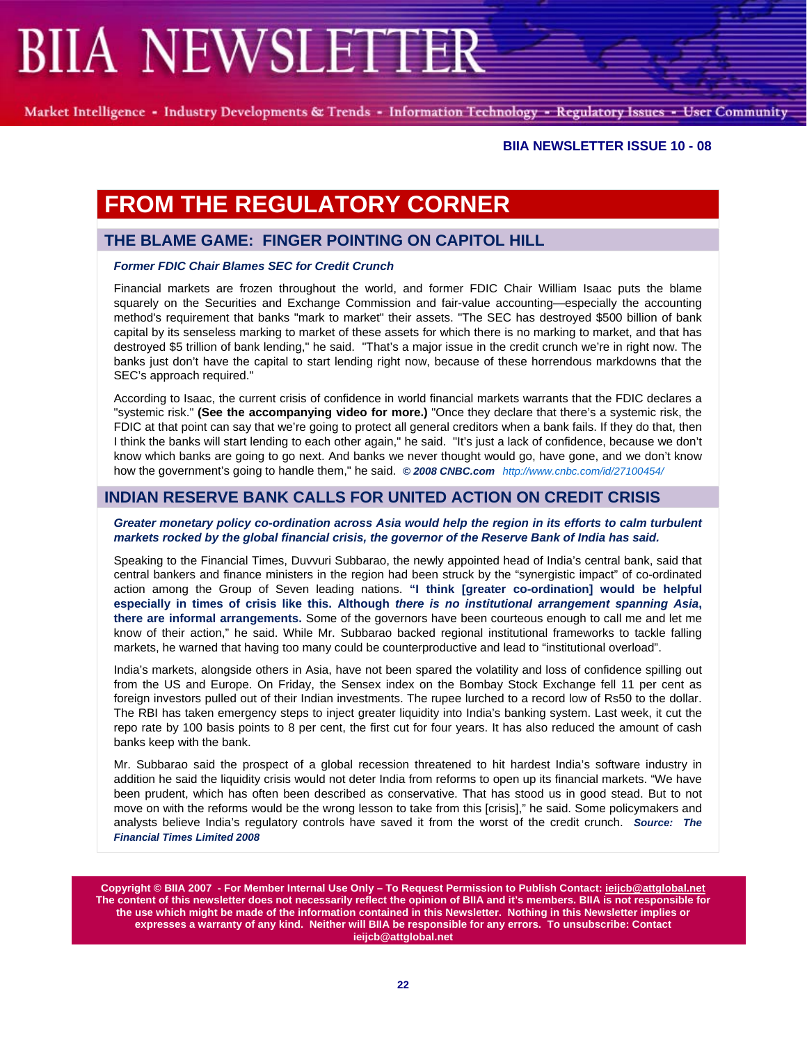# FROM THE REGULATORY CORNER

## THE BLAME GAME: FINGER POINTING ON CAPITOL HILL

***Former FDIC Chair Blames SEC for Credit Crunch***

Financial markets are frozen throughout the world, and former FDIC Chair William Isaac puts the blame squarely on the Securities and Exchange Commission and fair-value accounting—especially the accounting method's requirement that banks "mark to market" their assets. "The SEC has destroyed $500 billion of bank capital by its senseless marking to market of these assets for which there is no marking to market, and that has destroyed $5 trillion of bank lending," he said. "That's a major issue in the credit crunch we're in right now. The banks just don't have the capital to start lending right now, because of these horrendous markdowns that the SEC's approach required."

According to Isaac, the current crisis of confidence in world financial markets warrants that the FDIC declares a "systemic risk." **(See the accompanying video for more.)** "Once they declare that there's a systemic risk, the FDIC at that point can say that we're going to protect all general creditors when a bank fails. If they do that, then I think the banks will start lending to each other again," he said. "It's just a lack of confidence, because we don't know which banks are going to go next. And banks we never thought would go, have gone, and we don't know how the government's going to handle them," he said. ***© 2008 CNBC.com*** *http://www.cnbc.com/id/27100454/*

## INDIAN RESERVE BANK CALLS FOR UNITED ACTION ON CREDIT CRISIS

***Greater monetary policy co-ordination across Asia would help the region in its efforts to calm turbulent markets rocked by the global financial crisis, the governor of the Reserve Bank of India has said.***

Speaking to the Financial Times, Duvvuri Subbarao, the newly appointed head of India's central bank, said that central bankers and finance ministers in the region had been struck by the "synergistic impact" of co-ordinated action among the Group of Seven leading nations. **"I think [greater co-ordination] would be helpful especially in times of crisis like this. Although *there is no institutional arrangement spanning Asia*, there are informal arrangements.** Some of the governors have been courteous enough to call me and let me know of their action," he said. While Mr. Subbarao backed regional institutional frameworks to tackle falling markets, he warned that having too many could be counterproductive and lead to "institutional overload".

India's markets, alongside others in Asia, have not been spared the volatility and loss of confidence spilling out from the US and Europe. On Friday, the Sensex index on the Bombay Stock Exchange fell 11 per cent as foreign investors pulled out of their Indian investments. The rupee lurched to a record low of Rs50 to the dollar. The RBI has taken emergency steps to inject greater liquidity into India's banking system. Last week, it cut the repo rate by 100 basis points to 8 per cent, the first cut for four years. It has also reduced the amount of cash banks keep with the bank.

Mr. Subbarao said the prospect of a global recession threatened to hit hardest India's software industry in addition he said the liquidity crisis would not deter India from reforms to open up its financial markets. "We have been prudent, which has often been described as conservative. That has stood us in good stead. But to not move on with the reforms would be the wrong lesson to take from this [crisis]," he said. Some policymakers and analysts believe India's regulatory controls have saved it from the worst of the credit crunch. ***Source: The Financial Times Limited 2008***

**Copyright © BIIA 2007 - For Member Internal Use Only – To Request Permission to Publish Contact: ieijcb@attglobal.net The content of this newsletter does not necessarily reflect the opinion of BIIA and it's members. BIIA is not responsible for the use which might be made of the information contained in this Newsletter. Nothing in this Newsletter implies or expresses a warranty of any kind. Neither will BIIA be responsible for any errors. To unsubscribe: Contact ieijcb@attglobal.net**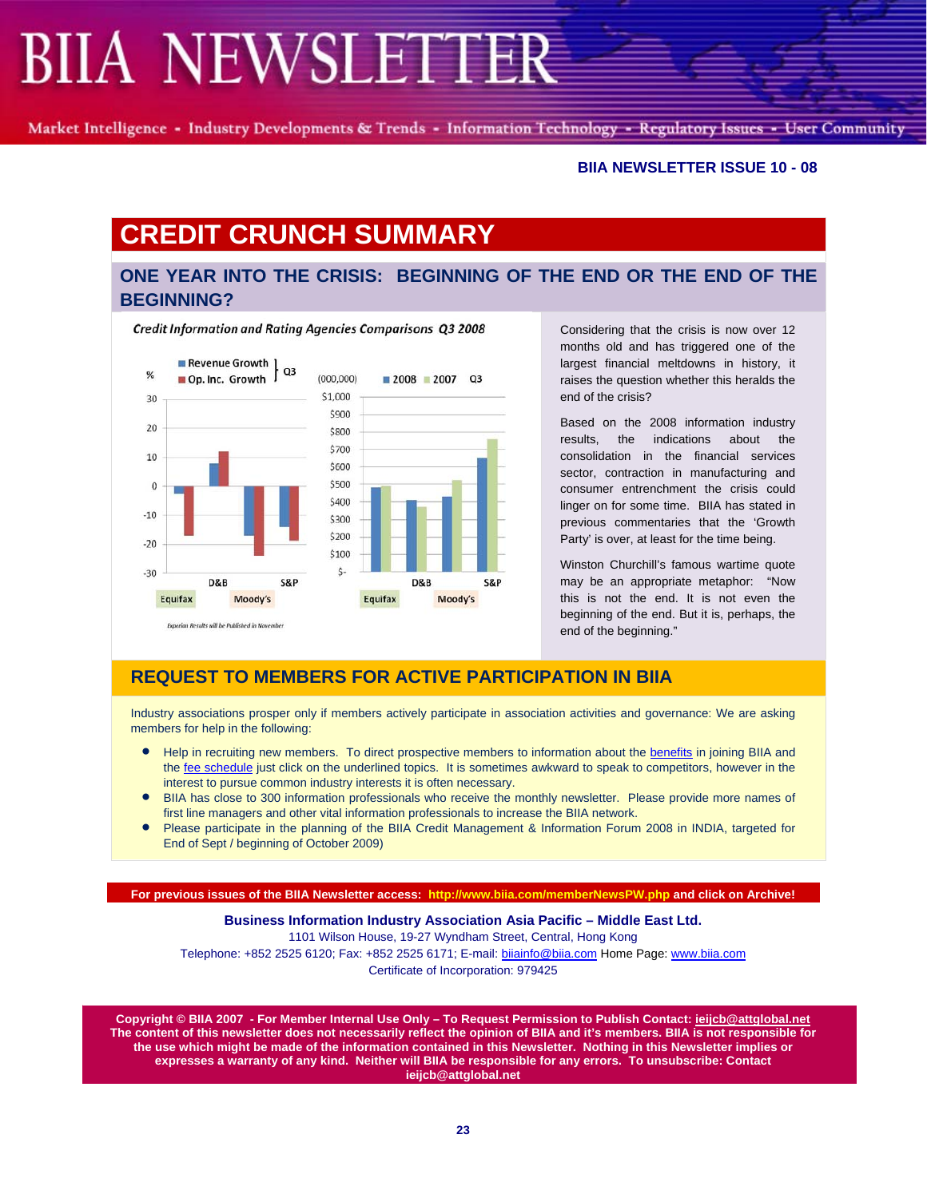# BIIA NEWSLETTER

Market Intelligence - Industry Developments & Trends - Information Technology - Regulatory Issues - User Community

**BIIA NEWSLETTER ISSUE 10 - 08**

## CREDIT CRUNCH SUMMARY

### ONE YEAR INTO THE CRISIS: BEGINNING OF THE END OR THE END OF THE BEGINNING?

*Credit Information and Rating Agencies Comparisons Q3 2008*

%
Revenue Growth
Op. Inc. Growth
Q3
30
20
10
0
-10
-20
-30
D&B
S&P
Equifax
Moody's

(000,000)
2008
2007
Q3
$1,000
$900
$800
$700
$600
$500
$400
$300
$200
$100
$-
D&B
S&P
Equifax
Moody's

Experian Results will be Published in November

Considering that the crisis is now over 12 months old and has triggered one of the largest financial meltdowns in history, it raises the question whether this heralds the end of the crisis?

Based on the 2008 information industry results, the indications about the consolidation in the financial services sector, contraction in manufacturing and consumer entrenchment the crisis could linger on for some time. BIIA has stated in previous commentaries that the 'Growth Party' is over, at least for the time being.

Winston Churchill's famous wartime quote may be an appropriate metaphor: "Now this is not the end. It is not even the beginning of the end. But it is, perhaps, the end of the beginning."

## REQUEST TO MEMBERS FOR ACTIVE PARTICIPATION IN BIIA

Industry associations prosper only if members actively participate in association activities and governance: We are asking members for help in the following:

- Help in recruiting new members. To direct prospective members to information about the benefits in joining BIIA and the fee schedule just click on the underlined topics. It is sometimes awkward to speak to competitors, however in the interest to pursue common industry interests it is often necessary.
- BIIA has close to 300 information professionals who receive the monthly newsletter. Please provide more names of first line managers and other vital information professionals to increase the BIIA network.
- Please participate in the planning of the BIIA Credit Management & Information Forum 2008 in INDIA, targeted for End of Sept / beginning of October 2009)

**For previous issues of the BIIA Newsletter access: http://www.biia.com/memberNewsPW.php and click on Archive!**

**Business Information Industry Association Asia Pacific – Middle East Ltd.**
1101 Wilson House, 19-27 Wyndham Street, Central, Hong Kong
Telephone: +852 2525 6120; Fax: +852 2525 6171; E-mail: biiainfo@biia.com Home Page: www.biia.com
Certificate of Incorporation: 979425

**Copyright © BIIA 2007 - For Member Internal Use Only – To Request Permission to Publish Contact: ieijcb@attglobal.net The content of this newsletter does not necessarily reflect the opinion of BIIA and it's members. BIIA is not responsible for the use which might be made of the information contained in this Newsletter. Nothing in this Newsletter implies or expresses a warranty of any kind. Neither will BIIA be responsible for any errors. To unsubscribe: Contact ieijcb@attglobal.net**